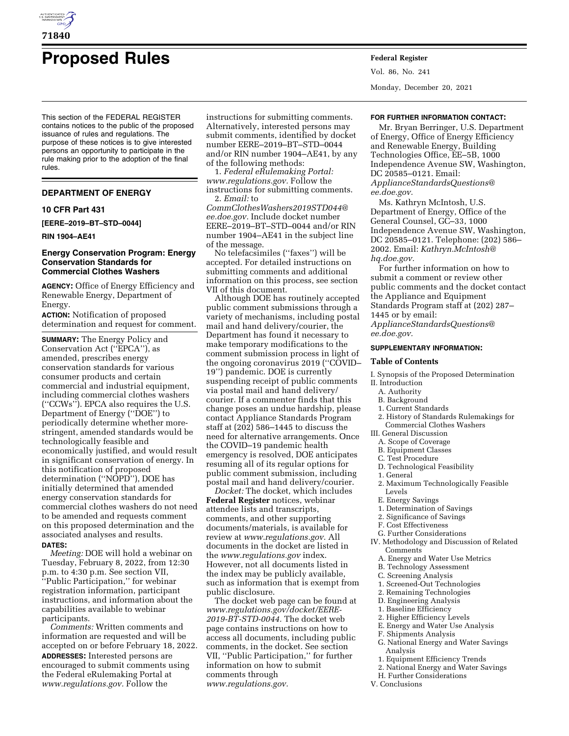# Proposed Rules

This section of the FEDERAL REGISTER contains notices to the public of the proposed issuance of rules and regulations. The purpose of these notices is to give interested persons an opportunity to participate in the rule making prior to the adoption of the final rules.

## DEPARTMENT OF ENERGY

### 10 CFR Part 431

**[EERE–2019–BT–STD–0044]**

**RIN 1904–AE41**

### Energy Conservation Program: Energy Conservation Standards for Commercial Clothes Washers

**AGENCY:** Office of Energy Efficiency and Renewable Energy, Department of Energy.

**ACTION:** Notification of proposed determination and request for comment.

**SUMMARY:** The Energy Policy and Conservation Act (''EPCA''), as amended, prescribes energy conservation standards for various consumer products and certain commercial and industrial equipment, including commercial clothes washers (''CCWs''). EPCA also requires the U.S. Department of Energy (''DOE'') to periodically determine whether more-stringent, amended standards would be technologically feasible and economically justified, and would result in significant conservation of energy. In this notification of proposed determination (''NOPD''), DOE has initially determined that amended energy conservation standards for commercial clothes washers do not need to be amended and requests comment on this proposed determination and the associated analyses and results.

**DATES:**

*Meeting:* DOE will hold a webinar on Tuesday, February 8, 2022, from 12:30 p.m. to 4:30 p.m. See section VII, ''Public Participation,'' for webinar registration information, participant instructions, and information about the capabilities available to webinar participants.

*Comments:* Written comments and information are requested and will be accepted on or before February 18, 2022.

**ADDRESSES:** Interested persons are encouraged to submit comments using the Federal eRulemaking Portal at *www.regulations.gov.* Follow the instructions for submitting comments. Alternatively, interested persons may submit comments, identified by docket number EERE–2019–BT–STD–0044 and/or RIN number 1904–AE41, by any of the following methods:

1. *Federal eRulemaking Portal: www.regulations.gov.* Follow the instructions for submitting comments.
2. *Email:* to *CommClothesWashers2019STD044@ee.doe.gov.* Include docket number EERE–2019–BT–STD–0044 and/or RIN number 1904–AE41 in the subject line of the message.

No telefacsimiles (''faxes'') will be accepted. For detailed instructions on submitting comments and additional information on this process, see section VII of this document.

Although DOE has routinely accepted public comment submissions through a variety of mechanisms, including postal mail and hand delivery/courier, the Department has found it necessary to make temporary modifications to the comment submission process in light of the ongoing coronavirus 2019 (''COVID–19'') pandemic. DOE is currently suspending receipt of public comments via postal mail and hand delivery/courier. If a commenter finds that this change poses an undue hardship, please contact Appliance Standards Program staff at (202) 586–1445 to discuss the need for alternative arrangements. Once the COVID–19 pandemic health emergency is resolved, DOE anticipates resuming all of its regular options for public comment submission, including postal mail and hand delivery/courier.

*Docket:* The docket, which includes **Federal Register** notices, webinar attendee lists and transcripts, comments, and other supporting documents/materials, is available for review at *www.regulations.gov.* All documents in the docket are listed in the *www.regulations.gov* index. However, not all documents listed in the index may be publicly available, such as information that is exempt from public disclosure.

The docket web page can be found at *www.regulations.gov/docket/EERE-2019-BT-STD-0044.* The docket web page contains instructions on how to access all documents, including public comments, in the docket. See section VII, ''Public Participation,'' for further information on how to submit comments through *www.regulations.gov.*

**FOR FURTHER INFORMATION CONTACT:**

Mr. Bryan Berringer, U.S. Department of Energy, Office of Energy Efficiency and Renewable Energy, Building Technologies Office, EE–5B, 1000 Independence Avenue SW, Washington, DC 20585–0121. Email: *ApplianceStandardsQuestions@ee.doe.gov.*

Ms. Kathryn McIntosh, U.S. Department of Energy, Office of the General Counsel, GC–33, 1000 Independence Avenue SW, Washington, DC 20585–0121. Telephone: (202) 586–2002. Email: *Kathryn.McIntosh@hq.doe.gov.*

For further information on how to submit a comment or review other public comments and the docket contact the Appliance and Equipment Standards Program staff at (202) 287–1445 or by email: *ApplianceStandardsQuestions@ee.doe.gov.*

**SUPPLEMENTARY INFORMATION:**

**Table of Contents**

I. Synopsis of the Proposed Determination
II. Introduction
  A. Authority
  B. Background
  1. Current Standards
  2. History of Standards Rulemakings for Commercial Clothes Washers
III. General Discussion
  A. Scope of Coverage
  B. Equipment Classes
  C. Test Procedure
  D. Technological Feasibility
  1. General
  2. Maximum Technologically Feasible Levels
  E. Energy Savings
  1. Determination of Savings
  2. Significance of Savings
  F. Cost Effectiveness
  G. Further Considerations
IV. Methodology and Discussion of Related Comments
  A. Energy and Water Use Metrics
  B. Technology Assessment
  C. Screening Analysis
  1. Screened-Out Technologies
  2. Remaining Technologies
  D. Engineering Analysis
  1. Baseline Efficiency
  2. Higher Efficiency Levels
  E. Energy and Water Use Analysis
  F. Shipments Analysis
  G. National Energy and Water Savings Analysis
  1. Equipment Efficiency Trends
  2. National Energy and Water Savings
  H. Further Considerations
V. Conclusions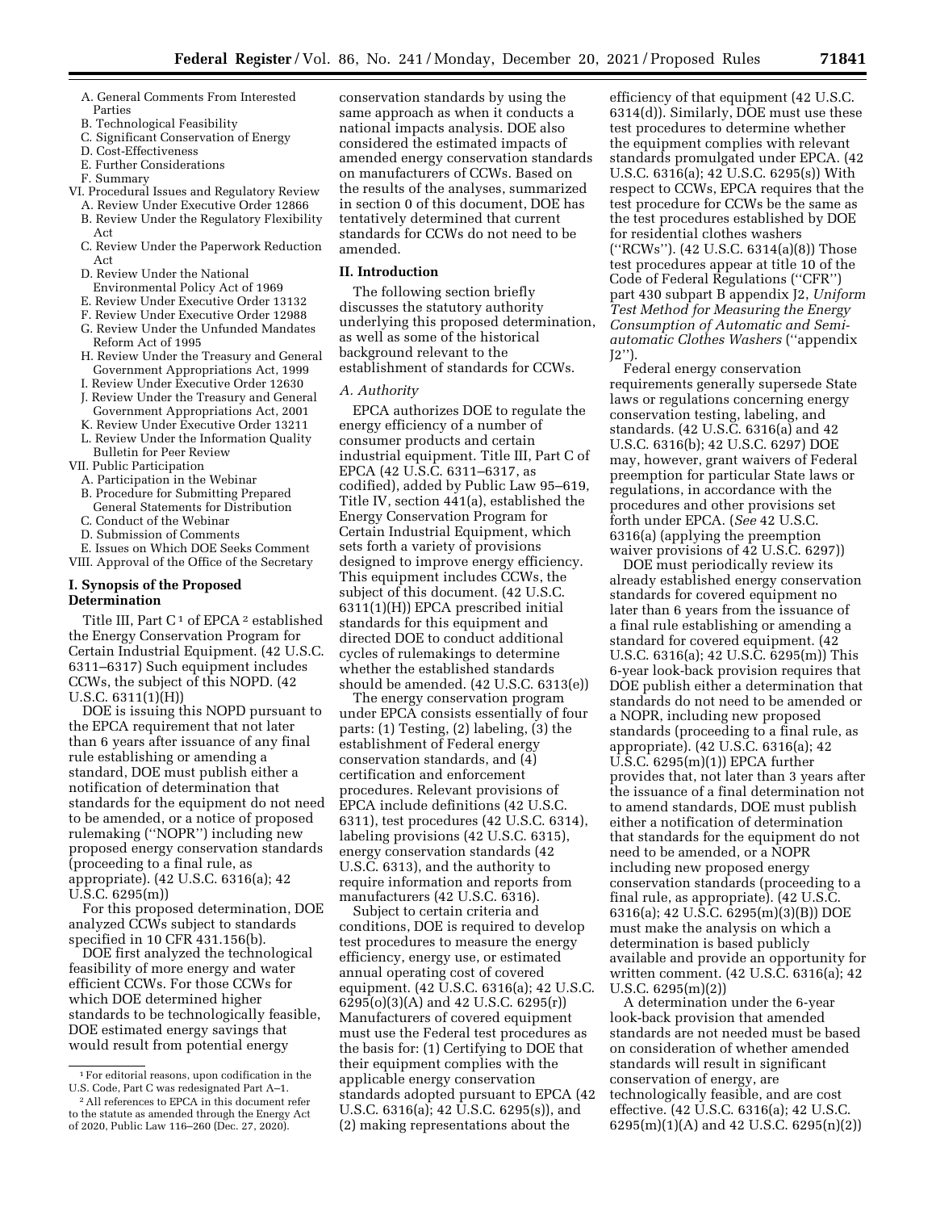A. General Comments From Interested Parties
B. Technological Feasibility
C. Significant Conservation of Energy
D. Cost-Effectiveness
E. Further Considerations
F. Summary

VI. Procedural Issues and Regulatory Review
A. Review Under Executive Order 12866
B. Review Under the Regulatory Flexibility Act
C. Review Under the Paperwork Reduction Act
D. Review Under the National Environmental Policy Act of 1969
E. Review Under Executive Order 13132
F. Review Under Executive Order 12988
G. Review Under the Unfunded Mandates Reform Act of 1995
H. Review Under the Treasury and General Government Appropriations Act, 1999
I. Review Under Executive Order 12630
J. Review Under the Treasury and General Government Appropriations Act, 2001
K. Review Under Executive Order 13211
L. Review Under the Information Quality Bulletin for Peer Review

VII. Public Participation
A. Participation in the Webinar
B. Procedure for Submitting Prepared General Statements for Distribution
C. Conduct of the Webinar
D. Submission of Comments
E. Issues on Which DOE Seeks Comment

VIII. Approval of the Office of the Secretary

## I. Synopsis of the Proposed Determination

Title III, Part C [1] of EPCA [2] established the Energy Conservation Program for Certain Industrial Equipment. (42 U.S.C. 6311–6317) Such equipment includes CCWs, the subject of this NOPD. (42 U.S.C. 6311(1)(H))

DOE is issuing this NOPD pursuant to the EPCA requirement that not later than 6 years after issuance of any final rule establishing or amending a standard, DOE must publish either a notification of determination that standards for the equipment do not need to be amended, or a notice of proposed rulemaking (''NOPR'') including new proposed energy conservation standards (proceeding to a final rule, as appropriate). (42 U.S.C. 6316(a); 42 U.S.C. 6295(m))

For this proposed determination, DOE analyzed CCWs subject to standards specified in 10 CFR 431.156(b).

DOE first analyzed the technological feasibility of more energy and water efficient CCWs. For those CCWs for which DOE determined higher standards to be technologically feasible, DOE estimated energy savings that would result from potential energy conservation standards by using the same approach as when it conducts a national impacts analysis. DOE also considered the estimated impacts of amended energy conservation standards on manufacturers of CCWs. Based on the results of the analyses, summarized in section 0 of this document, DOE has tentatively determined that current standards for CCWs do not need to be amended.

## II. Introduction

The following section briefly discusses the statutory authority underlying this proposed determination, as well as some of the historical background relevant to the establishment of standards for CCWs.

### A. Authority

EPCA authorizes DOE to regulate the energy efficiency of a number of consumer products and certain industrial equipment. Title III, Part C of EPCA (42 U.S.C. 6311–6317, as codified), added by Public Law 95–619, Title IV, section 441(a), established the Energy Conservation Program for Certain Industrial Equipment, which sets forth a variety of provisions designed to improve energy efficiency. This equipment includes CCWs, the subject of this document. (42 U.S.C. 6311(1)(H)) EPCA prescribed initial standards for this equipment and directed DOE to conduct additional cycles of rulemakings to determine whether the established standards should be amended. (42 U.S.C. 6313(e))

The energy conservation program under EPCA consists essentially of four parts: (1) Testing, (2) labeling, (3) the establishment of Federal energy conservation standards, and (4) certification and enforcement procedures. Relevant provisions of EPCA include definitions (42 U.S.C. 6311), test procedures (42 U.S.C. 6314), labeling provisions (42 U.S.C. 6315), energy conservation standards (42 U.S.C. 6313), and the authority to require information and reports from manufacturers (42 U.S.C. 6316).

Subject to certain criteria and conditions, DOE is required to develop test procedures to measure the energy efficiency, energy use, or estimated annual operating cost of covered equipment. (42 U.S.C. 6316(a); 42 U.S.C. 6295(o)(3)(A) and 42 U.S.C. 6295(r)) Manufacturers of covered equipment must use the Federal test procedures as the basis for: (1) Certifying to DOE that their equipment complies with the applicable energy conservation standards adopted pursuant to EPCA (42 U.S.C. 6316(a); 42 U.S.C. 6295(s)), and (2) making representations about the efficiency of that equipment (42 U.S.C. 6314(d)). Similarly, DOE must use these test procedures to determine whether the equipment complies with relevant standards promulgated under EPCA. (42 U.S.C. 6316(a); 42 U.S.C. 6295(s)) With respect to CCWs, EPCA requires that the test procedure for CCWs be the same as the test procedures established by DOE for residential clothes washers (''RCWs''). (42 U.S.C. 6314(a)(8)) Those test procedures appear at title 10 of the Code of Federal Regulations (''CFR'') part 430 subpart B appendix J2, *Uniform Test Method for Measuring the Energy Consumption of Automatic and Semi-automatic Clothes Washers* (''appendix J2'').

Federal energy conservation requirements generally supersede State laws or regulations concerning energy conservation testing, labeling, and standards. (42 U.S.C. 6316(a) and 42 U.S.C. 6316(b); 42 U.S.C. 6297) DOE may, however, grant waivers of Federal preemption for particular State laws or regulations, in accordance with the procedures and other provisions set forth under EPCA. (*See* 42 U.S.C. 6316(a) (applying the preemption waiver provisions of 42 U.S.C. 6297))

DOE must periodically review its already established energy conservation standards for covered equipment no later than 6 years from the issuance of a final rule establishing or amending a standard for covered equipment. (42 U.S.C. 6316(a); 42 U.S.C. 6295(m)) This 6-year look-back provision requires that DOE publish either a determination that standards do not need to be amended or a NOPR, including new proposed standards (proceeding to a final rule, as appropriate). (42 U.S.C. 6316(a); 42 U.S.C. 6295(m)(1)) EPCA further provides that, not later than 3 years after the issuance of a final determination not to amend standards, DOE must publish either a notification of determination that standards for the equipment do not need to be amended, or a NOPR including new proposed energy conservation standards (proceeding to a final rule, as appropriate). (42 U.S.C. 6316(a); 42 U.S.C. 6295(m)(3)(B)) DOE must make the analysis on which a determination is based publicly available and provide an opportunity for written comment. (42 U.S.C. 6316(a); 42 U.S.C. 6295(m)(2))

A determination under the 6-year look-back provision that amended standards are not needed must be based on consideration of whether amended standards will result in significant conservation of energy, are technologically feasible, and are cost effective. (42 U.S.C. 6316(a); 42 U.S.C. 6295(m)(1)(A) and 42 U.S.C. 6295(n)(2))

[1] For editorial reasons, upon codification in the U.S. Code, Part C was redesignated Part A–1.

[2] All references to EPCA in this document refer to the statute as amended through the Energy Act of 2020, Public Law 116–260 (Dec. 27, 2020).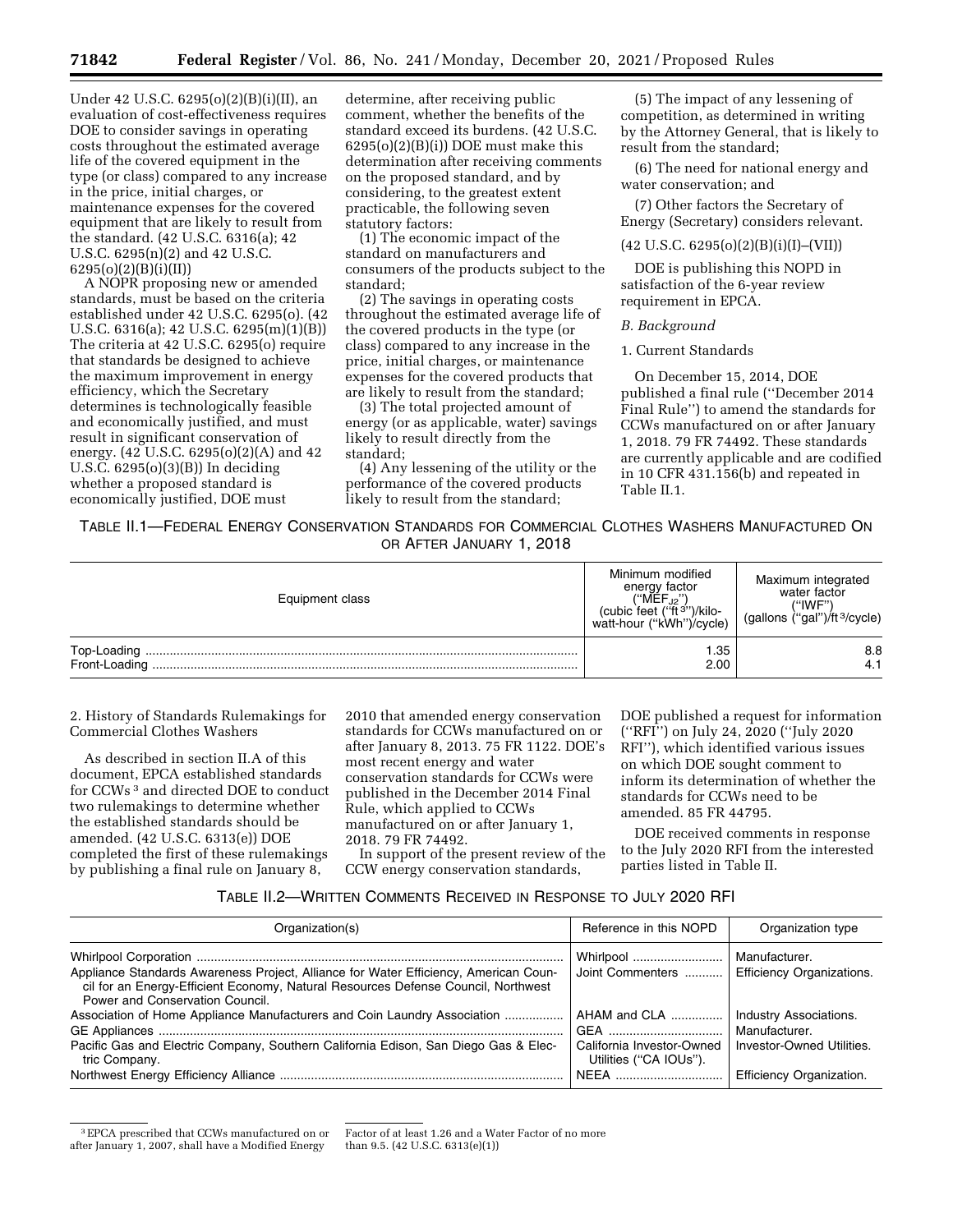Under 42 U.S.C. 6295(o)(2)(B)(i)(II), an evaluation of cost-effectiveness requires DOE to consider savings in operating costs throughout the estimated average life of the covered equipment in the type (or class) compared to any increase in the price, initial charges, or maintenance expenses for the covered equipment that are likely to result from the standard. (42 U.S.C. 6316(a); 42 U.S.C. 6295(n)(2) and 42 U.S.C. 6295(o)(2)(B)(i)(II))

A NOPR proposing new or amended standards, must be based on the criteria established under 42 U.S.C. 6295(o). (42 U.S.C. 6316(a); 42 U.S.C. 6295(m)(1)(B)) The criteria at 42 U.S.C. 6295(o) require that standards be designed to achieve the maximum improvement in energy efficiency, which the Secretary determines is technologically feasible and economically justified, and must result in significant conservation of energy. (42 U.S.C. 6295(o)(2)(A) and 42 U.S.C. 6295(o)(3)(B)) In deciding whether a proposed standard is economically justified, DOE must determine, after receiving public comment, whether the benefits of the standard exceed its burdens. (42 U.S.C. 6295(o)(2)(B)(i)) DOE must make this determination after receiving comments on the proposed standard, and by considering, to the greatest extent practicable, the following seven statutory factors:

(1) The economic impact of the standard on manufacturers and consumers of the products subject to the standard;

(2) The savings in operating costs throughout the estimated average life of the covered products in the type (or class) compared to any increase in the price, initial charges, or maintenance expenses for the covered products that are likely to result from the standard;

(3) The total projected amount of energy (or as applicable, water) savings likely to result directly from the standard;

(4) Any lessening of the utility or the performance of the covered products likely to result from the standard;

(5) The impact of any lessening of competition, as determined in writing by the Attorney General, that is likely to result from the standard;

(6) The need for national energy and water conservation; and

(7) Other factors the Secretary of Energy (Secretary) considers relevant.

(42 U.S.C. 6295(o)(2)(B)(i)(I)–(VII))

DOE is publishing this NOPD in satisfaction of the 6-year review requirement in EPCA.

## *B. Background*

### 1. Current Standards

On December 15, 2014, DOE published a final rule (''December 2014 Final Rule'') to amend the standards for CCWs manufactured on or after January 1, 2018. 79 FR 74492. These standards are currently applicable and are codified in 10 CFR 431.156(b) and repeated in Table II.1.

TABLE II.1—FEDERAL ENERGY CONSERVATION STANDARDS FOR COMMERCIAL CLOTHES WASHERS MANUFACTURED ON OR AFTER JANUARY 1, 2018

| Equipment class | Minimum modified energy factor (''$MEF_{J2}$'') (cubic feet (''ft$^3$'')/kilowatt-hour (''kWh'')/cycle) | Maximum integrated water factor (''IWF'') (gallons (''gal'')/ft$^3$/cycle) |
|---|---|---|
| Top-Loading | 1.35 | 8.8 |
| Front-Loading | 2.00 | 4.1 |

### 2. History of Standards Rulemakings for Commercial Clothes Washers

As described in section II.A of this document, EPCA established standards for CCWs [3] and directed DOE to conduct two rulemakings to determine whether the established standards should be amended. (42 U.S.C. 6313(e)) DOE completed the first of these rulemakings by publishing a final rule on January 8, 2010 that amended energy conservation standards for CCWs manufactured on or after January 8, 2013. 75 FR 1122. DOE's most recent energy and water conservation standards for CCWs were published in the December 2014 Final Rule, which applied to CCWs manufactured on or after January 1, 2018. 79 FR 74492.

In support of the present review of the CCW energy conservation standards, DOE published a request for information (''RFI'') on July 24, 2020 (''July 2020 RFI''), which identified various issues on which DOE sought comment to inform its determination of whether the standards for CCWs need to be amended. 85 FR 44795.

DOE received comments in response to the July 2020 RFI from the interested parties listed in Table II.

TABLE II.2—WRITTEN COMMENTS RECEIVED IN RESPONSE TO JULY 2020 RFI

| Organization(s) | Reference in this NOPD | Organization type |
|---|---|---|
| Whirlpool Corporation | Whirlpool | Manufacturer. |
| Appliance Standards Awareness Project, Alliance for Water Efficiency, American Council for an Energy-Efficient Economy, Natural Resources Defense Council, Northwest Power and Conservation Council. | Joint Commenters | Efficiency Organizations. |
| Association of Home Appliance Manufacturers and Coin Laundry Association | AHAM and CLA | Industry Associations. |
| GE Appliances | GEA | Manufacturer. |
| Pacific Gas and Electric Company, Southern California Edison, San Diego Gas & Electric Company. | California Investor-Owned Utilities (''CA IOUs''). | Investor-Owned Utilities. |
| Northwest Energy Efficiency Alliance | NEEA | Efficiency Organization. |

[3] EPCA prescribed that CCWs manufactured on or after January 1, 2007, shall have a Modified Energy Factor of at least 1.26 and a Water Factor of no more than 9.5. (42 U.S.C. 6313(e)(1))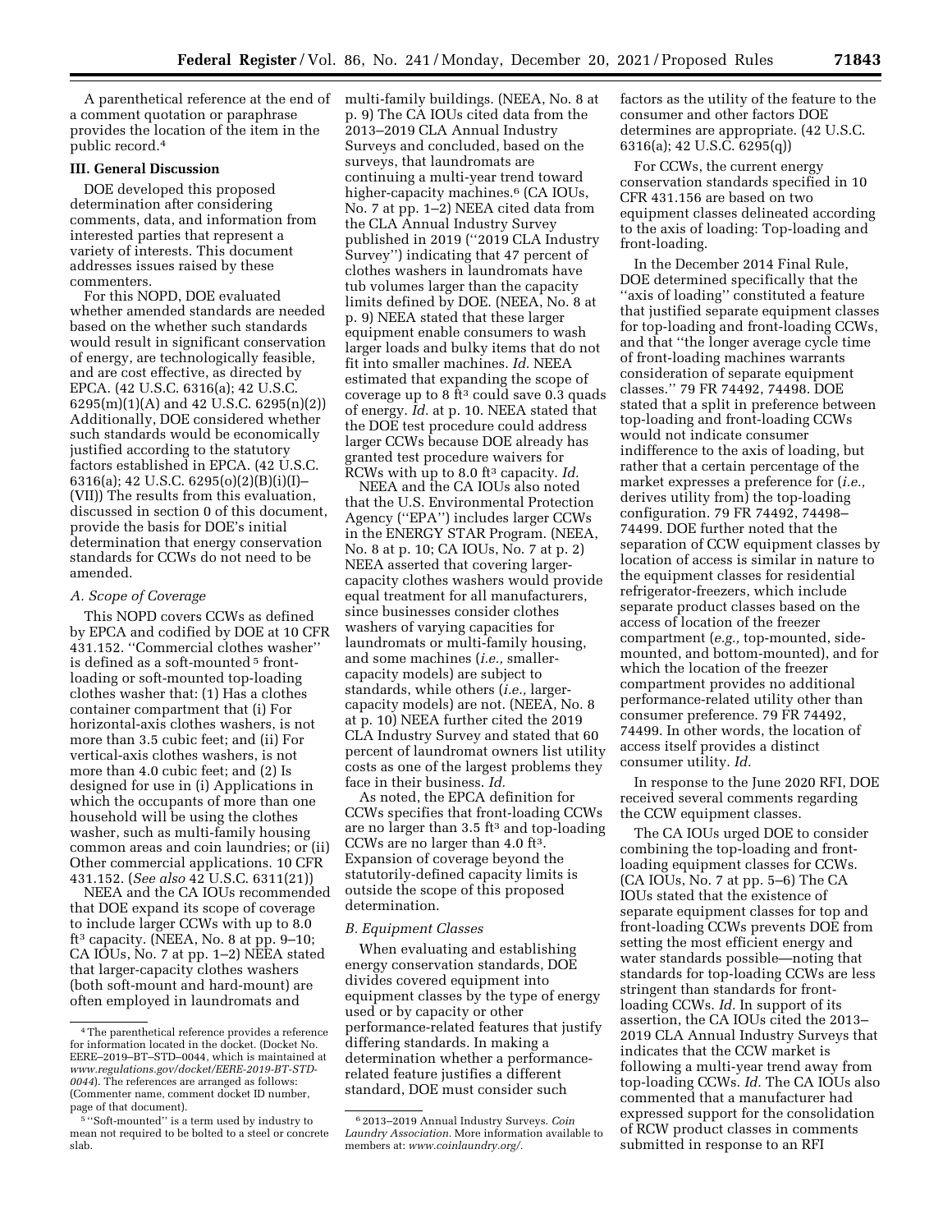A parenthetical reference at the end of a comment quotation or paraphrase provides the location of the item in the public record.[4]

### III. General Discussion

DOE developed this proposed determination after considering comments, data, and information from interested parties that represent a variety of interests. This document addresses issues raised by these commenters.

For this NOPD, DOE evaluated whether amended standards are needed based on the whether such standards would result in significant conservation of energy, are technologically feasible, and are cost effective, as directed by EPCA. (42 U.S.C. 6316(a); 42 U.S.C. 6295(m)(1)(A) and 42 U.S.C. 6295(n)(2)) Additionally, DOE considered whether such standards would be economically justified according to the statutory factors established in EPCA. (42 U.S.C. 6316(a); 42 U.S.C. 6295(o)(2)(B)(i)(I)–(VII)) The results from this evaluation, discussed in section 0 of this document, provide the basis for DOE's initial determination that energy conservation standards for CCWs do not need to be amended.

#### *A. Scope of Coverage*

This NOPD covers CCWs as defined by EPCA and codified by DOE at 10 CFR 431.152. ''Commercial clothes washer'' is defined as a soft-mounted[5] front-loading or soft-mounted top-loading clothes washer that: (1) Has a clothes container compartment that (i) For horizontal-axis clothes washers, is not more than 3.5 cubic feet; and (ii) For vertical-axis clothes washers, is not more than 4.0 cubic feet; and (2) Is designed for use in (i) Applications in which the occupants of more than one household will be using the clothes washer, such as multi-family housing common areas and coin laundries; or (ii) Other commercial applications. 10 CFR 431.152. (*See also* 42 U.S.C. 6311(21))

NEEA and the CA IOUs recommended that DOE expand its scope of coverage to include larger CCWs with up to 8.0 ft³ capacity. (NEEA, No. 8 at pp. 9–10; CA IOUs, No. 7 at pp. 1–2) NEEA stated that larger-capacity clothes washers (both soft-mount and hard-mount) are often employed in laundromats and multi-family buildings. (NEEA, No. 8 at p. 9) The CA IOUs cited data from the 2013–2019 CLA Annual Industry Surveys and concluded, based on the surveys, that laundromats are continuing a multi-year trend toward higher-capacity machines.[6] (CA IOUs, No. 7 at pp. 1–2) NEEA cited data from the CLA Annual Industry Survey published in 2019 (''2019 CLA Industry Survey'') indicating that 47 percent of clothes washers in laundromats have tub volumes larger than the capacity limits defined by DOE. (NEEA, No. 8 at p. 9) NEEA stated that these larger equipment enable consumers to wash larger loads and bulky items that do not fit into smaller machines. *Id.* NEEA estimated that expanding the scope of coverage up to 8 ft³ could save 0.3 quads of energy. *Id.* at p. 10. NEEA stated that the DOE test procedure could address larger CCWs because DOE already has granted test procedure waivers for RCWs with up to 8.0 ft³ capacity. *Id.*

NEEA and the CA IOUs also noted that the U.S. Environmental Protection Agency (''EPA'') includes larger CCWs in the ENERGY STAR Program. (NEEA, No. 8 at p. 10; CA IOUs, No. 7 at p. 2) NEEA asserted that covering larger-capacity clothes washers would provide equal treatment for all manufacturers, since businesses consider clothes washers of varying capacities for laundromats or multi-family housing, and some machines (*i.e.,* smaller-capacity models) are subject to standards, while others (*i.e.,* larger-capacity models) are not. (NEEA, No. 8 at p. 10) NEEA further cited the 2019 CLA Industry Survey and stated that 60 percent of laundromat owners list utility costs as one of the largest problems they face in their business. *Id.*

As noted, the EPCA definition for CCWs specifies that front-loading CCWs are no larger than 3.5 ft³ and top-loading CCWs are no larger than 4.0 ft³. Expansion of coverage beyond the statutorily-defined capacity limits is outside the scope of this proposed determination.

#### *B. Equipment Classes*

When evaluating and establishing energy conservation standards, DOE divides covered equipment into equipment classes by the type of energy used or by capacity or other performance-related features that justify differing standards. In making a determination whether a performance-related feature justifies a different standard, DOE must consider such factors as the utility of the feature to the consumer and other factors DOE determines are appropriate. (42 U.S.C. 6316(a); 42 U.S.C. 6295(q))

For CCWs, the current energy conservation standards specified in 10 CFR 431.156 are based on two equipment classes delineated according to the axis of loading: Top-loading and front-loading.

In the December 2014 Final Rule, DOE determined specifically that the ''axis of loading'' constituted a feature that justified separate equipment classes for top-loading and front-loading CCWs, and that ''the longer average cycle time of front-loading machines warrants consideration of separate equipment classes.'' 79 FR 74492, 74498. DOE stated that a split in preference between top-loading and front-loading CCWs would not indicate consumer indifference to the axis of loading, but rather that a certain percentage of the market expresses a preference for (*i.e.,* derives utility from) the top-loading configuration. 79 FR 74492, 74498–74499. DOE further noted that the separation of CCW equipment classes by location of access is similar in nature to the equipment classes for residential refrigerator-freezers, which include separate product classes based on the access of location of the freezer compartment (*e.g.,* top-mounted, side-mounted, and bottom-mounted), and for which the location of the freezer compartment provides no additional performance-related utility other than consumer preference. 79 FR 74492, 74499. In other words, the location of access itself provides a distinct consumer utility. *Id.*

In response to the June 2020 RFI, DOE received several comments regarding the CCW equipment classes.

The CA IOUs urged DOE to consider combining the top-loading and front-loading equipment classes for CCWs. (CA IOUs, No. 7 at pp. 5–6) The CA IOUs stated that the existence of separate equipment classes for top and front-loading CCWs prevents DOE from setting the most efficient energy and water standards possible—noting that standards for top-loading CCWs are less stringent than standards for front-loading CCWs. *Id.* In support of its assertion, the CA IOUs cited the 2013–2019 CLA Annual Industry Surveys that indicates that the CCW market is following a multi-year trend away from top-loading CCWs. *Id.* The CA IOUs also commented that a manufacturer had expressed support for the consolidation of RCW product classes in comments submitted in response to an RFI

---

[4] The parenthetical reference provides a reference for information located in the docket. (Docket No. EERE–2019–BT–STD–0044, which is maintained at *www.regulations.gov/docket/EERE-2019-BT-STD-0044*). The references are arranged as follows: (Commenter name, comment docket ID number, page of that document).

[5] ''Soft-mounted'' is a term used by industry to mean not required to be bolted to a steel or concrete slab.

[6] 2013–2019 Annual Industry Surveys. *Coin Laundry Association.* More information available to members at: *www.coinlaundry.org/.*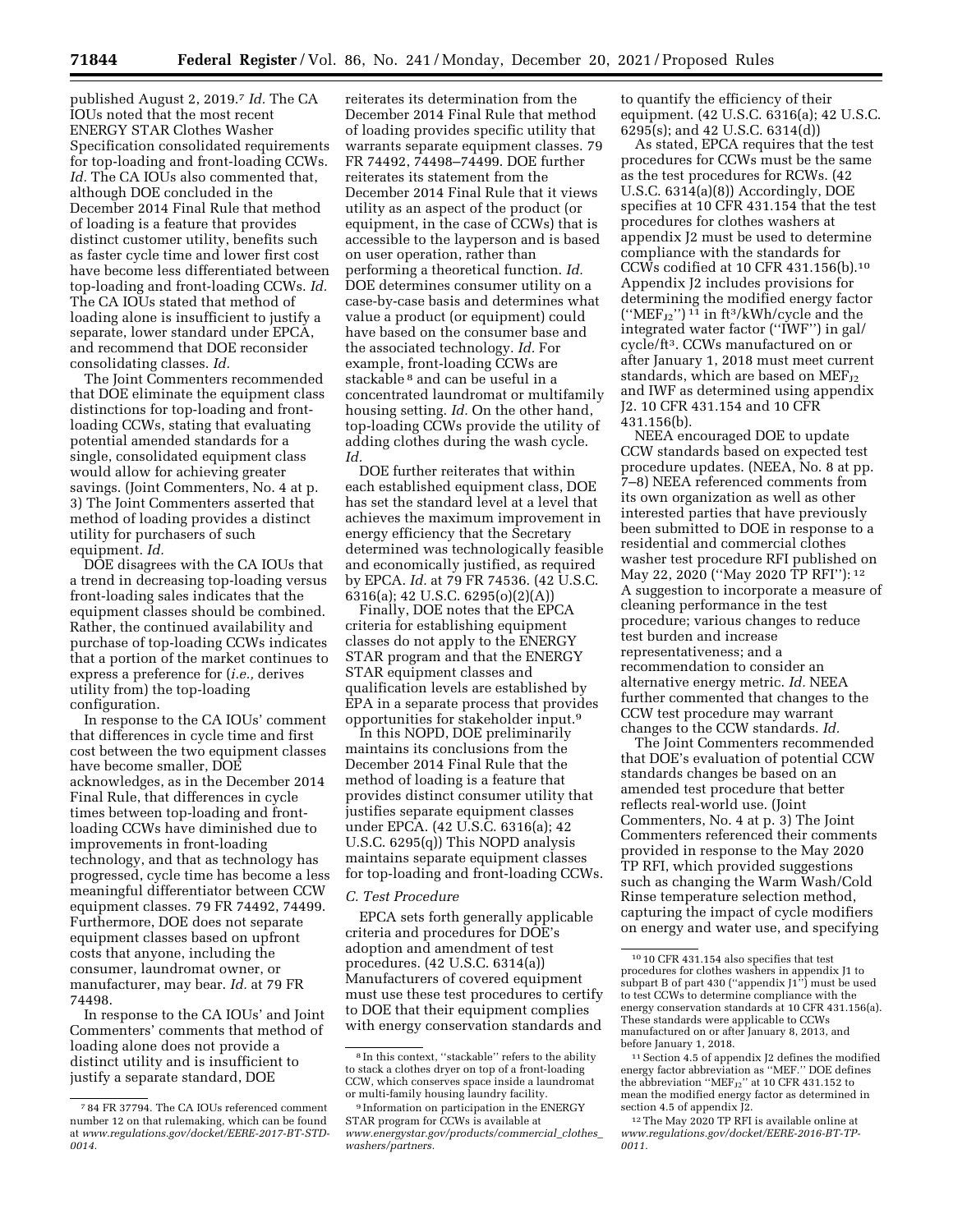published August 2, 2019.[7] *Id.* The CA IOUs noted that the most recent ENERGY STAR Clothes Washer Specification consolidated requirements for top-loading and front-loading CCWs. *Id.* The CA IOUs also commented that, although DOE concluded in the December 2014 Final Rule that method of loading is a feature that provides distinct customer utility, benefits such as faster cycle time and lower first cost have become less differentiated between top-loading and front-loading CCWs. *Id.* The CA IOUs stated that method of loading alone is insufficient to justify a separate, lower standard under EPCA, and recommend that DOE reconsider consolidating classes. *Id.*

The Joint Commenters recommended that DOE eliminate the equipment class distinctions for top-loading and front-loading CCWs, stating that evaluating potential amended standards for a single, consolidated equipment class would allow for achieving greater savings. (Joint Commenters, No. 4 at p. 3) The Joint Commenters asserted that method of loading provides a distinct utility for purchasers of such equipment. *Id.*

DOE disagrees with the CA IOUs that a trend in decreasing top-loading versus front-loading sales indicates that the equipment classes should be combined. Rather, the continued availability and purchase of top-loading CCWs indicates that a portion of the market continues to express a preference for (*i.e.,* derives utility from) the top-loading configuration.

In response to the CA IOUs' comment that differences in cycle time and first cost between the two equipment classes have become smaller, DOE acknowledges, as in the December 2014 Final Rule, that differences in cycle times between top-loading and front-loading CCWs have diminished due to improvements in front-loading technology, and that as technology has progressed, cycle time has become a less meaningful differentiator between CCW equipment classes. 79 FR 74492, 74499. Furthermore, DOE does not separate equipment classes based on upfront costs that anyone, including the consumer, laundromat owner, or manufacturer, may bear. *Id.* at 79 FR 74498.

In response to the CA IOUs' and Joint Commenters' comments that method of loading alone does not provide a distinct utility and is insufficient to justify a separate standard, DOE reiterates its determination from the December 2014 Final Rule that method of loading provides specific utility that warrants separate equipment classes. 79 FR 74492, 74498–74499. DOE further reiterates its statement from the December 2014 Final Rule that it views utility as an aspect of the product (or equipment, in the case of CCWs) that is accessible to the layperson and is based on user operation, rather than performing a theoretical function. *Id.* DOE determines consumer utility on a case-by-case basis and determines what value a product (or equipment) could have based on the consumer base and the associated technology. *Id.* For example, front-loading CCWs are stackable[8] and can be useful in a concentrated laundromat or multifamily housing setting. *Id.* On the other hand, top-loading CCWs provide the utility of adding clothes during the wash cycle. *Id.*

DOE further reiterates that within each established equipment class, DOE has set the standard level at a level that achieves the maximum improvement in energy efficiency that the Secretary determined was technologically feasible and economically justified, as required by EPCA. *Id.* at 79 FR 74536. (42 U.S.C. 6316(a); 42 U.S.C. 6295(o)(2)(A))

Finally, DOE notes that the EPCA criteria for establishing equipment classes do not apply to the ENERGY STAR program and that the ENERGY STAR equipment classes and qualification levels are established by EPA in a separate process that provides opportunities for stakeholder input.[9]

In this NOPD, DOE preliminarily maintains its conclusions from the December 2014 Final Rule that the method of loading is a feature that provides distinct consumer utility that justifies separate equipment classes under EPCA. (42 U.S.C. 6316(a); 42 U.S.C. 6295(q)) This NOPD analysis maintains separate equipment classes for top-loading and front-loading CCWs.

### *C. Test Procedure*

EPCA sets forth generally applicable criteria and procedures for DOE's adoption and amendment of test procedures. (42 U.S.C. 6314(a)) Manufacturers of covered equipment must use these test procedures to certify to DOE that their equipment complies with energy conservation standards and to quantify the efficiency of their equipment. (42 U.S.C. 6316(a); 42 U.S.C. 6295(s); and 42 U.S.C. 6314(d))

As stated, EPCA requires that the test procedures for CCWs must be the same as the test procedures for RCWs. (42 U.S.C. 6314(a)(8)) Accordingly, DOE specifies at 10 CFR 431.154 that the test procedures for clothes washers at appendix J2 must be used to determine compliance with the standards for CCWs codified at 10 CFR 431.156(b).[10] Appendix J2 includes provisions for determining the modified energy factor (''$MEF_{J2}$'')[11] in ft³/kWh/cycle and the integrated water factor (''IWF'') in gal/cycle/ft³. CCWs manufactured on or after January 1, 2018 must meet current standards, which are based on $MEF_{J2}$ and IWF as determined using appendix J2. 10 CFR 431.154 and 10 CFR 431.156(b).

NEEA encouraged DOE to update CCW standards based on expected test procedure updates. (NEEA, No. 8 at pp. 7–8) NEEA referenced comments from its own organization as well as other interested parties that have previously been submitted to DOE in response to a residential and commercial clothes washer test procedure RFI published on May 22, 2020 (''May 2020 TP RFI''):[12] A suggestion to incorporate a measure of cleaning performance in the test procedure; various changes to reduce test burden and increase representativeness; and a recommendation to consider an alternative energy metric. *Id.* NEEA further commented that changes to the CCW test procedure may warrant changes to the CCW standards. *Id.*

The Joint Commenters recommended that DOE's evaluation of potential CCW standards changes be based on an amended test procedure that better reflects real-world use. (Joint Commenters, No. 4 at p. 3) The Joint Commenters referenced their comments provided in response to the May 2020 TP RFI, which provided suggestions such as changing the Warm Wash/Cold Rinse temperature selection method, capturing the impact of cycle modifiers on energy and water use, and specifying

---

[7] 84 FR 37794. The CA IOUs referenced comment number 12 on that rulemaking, which can be found at *www.regulations.gov/docket/EERE-2017-BT-STD-0014.*

[8] In this context, ''stackable'' refers to the ability to stack a clothes dryer on top of a front-loading CCW, which conserves space inside a laundromat or multi-family housing laundry facility.

[9] Information on participation in the ENERGY STAR program for CCWs is available at *www.energystar.gov/products/commercial_clothes_washers/partners.*

[10] 10 CFR 431.154 also specifies that test procedures for clothes washers in appendix J1 to subpart B of part 430 (''appendix J1'') must be used to test CCWs to determine compliance with the energy conservation standards at 10 CFR 431.156(a). These standards were applicable to CCWs manufactured on or after January 8, 2013, and before January 1, 2018.

[11] Section 4.5 of appendix J2 defines the modified energy factor abbreviation as ''MEF.'' DOE defines the abbreviation ''$MEF_{J2}$'' at 10 CFR 431.152 to mean the modified energy factor as determined in section 4.5 of appendix J2.

[12] The May 2020 TP RFI is available online at *www.regulations.gov/docket/EERE-2016-BT-TP-0011.*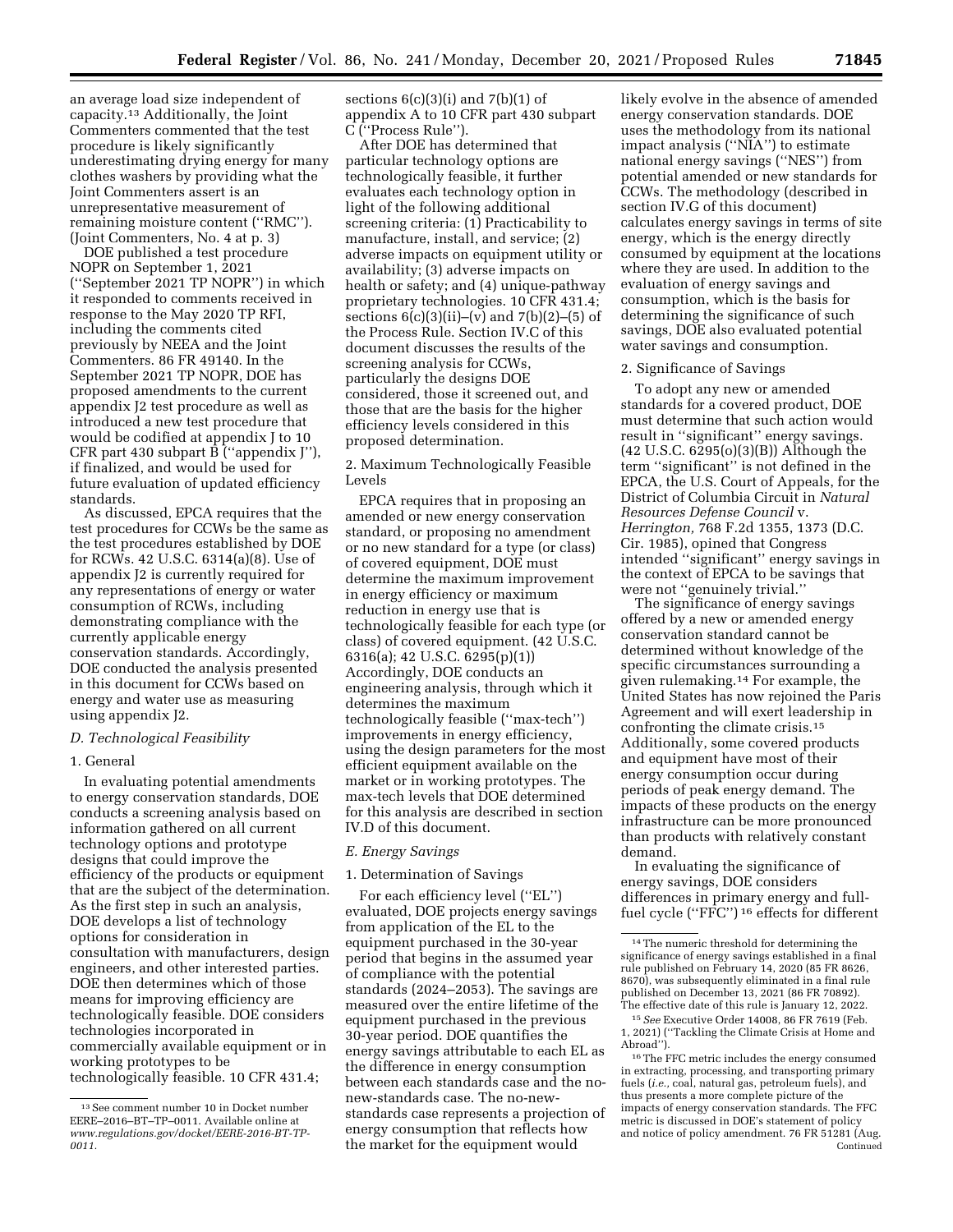an average load size independent of capacity.[13] Additionally, the Joint Commenters commented that the test procedure is likely significantly underestimating drying energy for many clothes washers by providing what the Joint Commenters assert is an unrepresentative measurement of remaining moisture content (''RMC''). (Joint Commenters, No. 4 at p. 3)

DOE published a test procedure NOPR on September 1, 2021 (''September 2021 TP NOPR'') in which it responded to comments received in response to the May 2020 TP RFI, including the comments cited previously by NEEA and the Joint Commenters. 86 FR 49140. In the September 2021 TP NOPR, DOE has proposed amendments to the current appendix J2 test procedure as well as introduced a new test procedure that would be codified at appendix J to 10 CFR part 430 subpart B (''appendix J''), if finalized, and would be used for future evaluation of updated efficiency standards.

As discussed, EPCA requires that the test procedures for CCWs be the same as the test procedures established by DOE for RCWs. 42 U.S.C. 6314(a)(8). Use of appendix J2 is currently required for any representations of energy or water consumption of RCWs, including demonstrating compliance with the currently applicable energy conservation standards. Accordingly, DOE conducted the analysis presented in this document for CCWs based on energy and water use as measuring using appendix J2.

### *D. Technological Feasibility*

#### 1. General

In evaluating potential amendments to energy conservation standards, DOE conducts a screening analysis based on information gathered on all current technology options and prototype designs that could improve the efficiency of the products or equipment that are the subject of the determination. As the first step in such an analysis, DOE develops a list of technology options for consideration in consultation with manufacturers, design engineers, and other interested parties. DOE then determines which of those means for improving efficiency are technologically feasible. DOE considers technologies incorporated in commercially available equipment or in working prototypes to be technologically feasible. 10 CFR 431.4; sections 6(c)(3)(i) and 7(b)(1) of appendix A to 10 CFR part 430 subpart C (''Process Rule'').

After DOE has determined that particular technology options are technologically feasible, it further evaluates each technology option in light of the following additional screening criteria: (1) Practicability to manufacture, install, and service; (2) adverse impacts on equipment utility or availability; (3) adverse impacts on health or safety; and (4) unique-pathway proprietary technologies. 10 CFR 431.4; sections 6(c)(3)(ii)–(v) and 7(b)(2)–(5) of the Process Rule. Section IV.C of this document discusses the results of the screening analysis for CCWs, particularly the designs DOE considered, those it screened out, and those that are the basis for the higher efficiency levels considered in this proposed determination.

#### 2. Maximum Technologically Feasible Levels

EPCA requires that in proposing an amended or new energy conservation standard, or proposing no amendment or no new standard for a type (or class) of covered equipment, DOE must determine the maximum improvement in energy efficiency or maximum reduction in energy use that is technologically feasible for each type (or class) of covered equipment. (42 U.S.C. 6316(a); 42 U.S.C. 6295(p)(1)) Accordingly, DOE conducts an engineering analysis, through which it determines the maximum technologically feasible (''max-tech'') improvements in energy efficiency, using the design parameters for the most efficient equipment available on the market or in working prototypes. The max-tech levels that DOE determined for this analysis are described in section IV.D of this document.

### *E. Energy Savings*

#### 1. Determination of Savings

For each efficiency level (''EL'') evaluated, DOE projects energy savings from application of the EL to the equipment purchased in the 30-year period that begins in the assumed year of compliance with the potential standards (2024–2053). The savings are measured over the entire lifetime of the equipment purchased in the previous 30-year period. DOE quantifies the energy savings attributable to each EL as the difference in energy consumption between each standards case and the no-new-standards case. The no-new-standards case represents a projection of energy consumption that reflects how the market for the equipment would likely evolve in the absence of amended energy conservation standards. DOE uses the methodology from its national impact analysis (''NIA'') to estimate national energy savings (''NES'') from potential amended or new standards for CCWs. The methodology (described in section IV.G of this document) calculates energy savings in terms of site energy, which is the energy directly consumed by equipment at the locations where they are used. In addition to the evaluation of energy savings and consumption, which is the basis for determining the significance of such savings, DOE also evaluated potential water savings and consumption.

#### 2. Significance of Savings

To adopt any new or amended standards for a covered product, DOE must determine that such action would result in ''significant'' energy savings. (42 U.S.C. 6295(o)(3)(B)) Although the term ''significant'' is not defined in the EPCA, the U.S. Court of Appeals, for the District of Columbia Circuit in *Natural Resources Defense Council* v. *Herrington,* 768 F.2d 1355, 1373 (D.C. Cir. 1985), opined that Congress intended ''significant'' energy savings in the context of EPCA to be savings that were not ''genuinely trivial.''

The significance of energy savings offered by a new or amended energy conservation standard cannot be determined without knowledge of the specific circumstances surrounding a given rulemaking.[14] For example, the United States has now rejoined the Paris Agreement and will exert leadership in confronting the climate crisis.[15] Additionally, some covered products and equipment have most of their energy consumption occur during periods of peak energy demand. The impacts of these products on the energy infrastructure can be more pronounced than products with relatively constant demand.

In evaluating the significance of energy savings, DOE considers differences in primary energy and full-fuel cycle (''FFC'')[16] effects for different

---

[13] See comment number 10 in Docket number EERE–2016–BT–TP–0011. Available online at *www.regulations.gov/docket/EERE-2016-BT-TP-0011.*

[14] The numeric threshold for determining the significance of energy savings established in a final rule published on February 14, 2020 (85 FR 8626, 8670), was subsequently eliminated in a final rule published on December 13, 2021 (86 FR 70892). The effective date of this rule is January 12, 2022.

[15] *See* Executive Order 14008, 86 FR 7619 (Feb. 1, 2021) (''Tackling the Climate Crisis at Home and Abroad'').

[16] The FFC metric includes the energy consumed in extracting, processing, and transporting primary fuels (*i.e.,* coal, natural gas, petroleum fuels), and thus presents a more complete picture of the impacts of energy conservation standards. The FFC metric is discussed in DOE's statement of policy and notice of policy amendment. 76 FR 51281 (Aug. Continued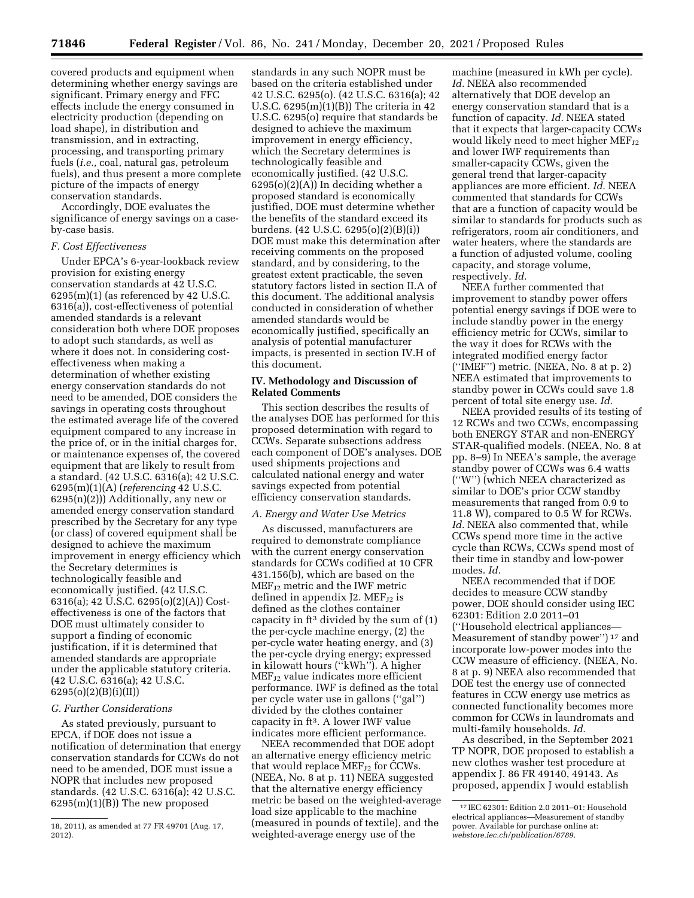covered products and equipment when determining whether energy savings are significant. Primary energy and FFC effects include the energy consumed in electricity production (depending on load shape), in distribution and transmission, and in extracting, processing, and transporting primary fuels (*i.e.,* coal, natural gas, petroleum fuels), and thus present a more complete picture of the impacts of energy conservation standards.

Accordingly, DOE evaluates the significance of energy savings on a case-by-case basis.

### *F. Cost Effectiveness*

Under EPCA's 6-year-lookback review provision for existing energy conservation standards at 42 U.S.C. 6295(m)(1) (as referenced by 42 U.S.C. 6316(a)), cost-effectiveness of potential amended standards is a relevant consideration both where DOE proposes to adopt such standards, as well as where it does not. In considering cost-effectiveness when making a determination of whether existing energy conservation standards do not need to be amended, DOE considers the savings in operating costs throughout the estimated average life of the covered equipment compared to any increase in the price of, or in the initial charges for, or maintenance expenses of, the covered equipment that are likely to result from a standard. (42 U.S.C. 6316(a); 42 U.S.C. 6295(m)(1)(A) (*referencing* 42 U.S.C. 6295(n)(2))) Additionally, any new or amended energy conservation standard prescribed by the Secretary for any type (or class) of covered equipment shall be designed to achieve the maximum improvement in energy efficiency which the Secretary determines is technologically feasible and economically justified. (42 U.S.C. 6316(a); 42 U.S.C. 6295(o)(2)(A)) Cost-effectiveness is one of the factors that DOE must ultimately consider to support a finding of economic justification, if it is determined that amended standards are appropriate under the applicable statutory criteria. (42 U.S.C. 6316(a); 42 U.S.C. 6295(o)(2)(B)(i)(II))

### *G. Further Considerations*

As stated previously, pursuant to EPCA, if DOE does not issue a notification of determination that energy conservation standards for CCWs do not need to be amended, DOE must issue a NOPR that includes new proposed standards. (42 U.S.C. 6316(a); 42 U.S.C. 6295(m)(1)(B)) The new proposed standards in any such NOPR must be based on the criteria established under 42 U.S.C. 6295(o). (42 U.S.C. 6316(a); 42 U.S.C. 6295(m)(1)(B)) The criteria in 42 U.S.C. 6295(o) require that standards be designed to achieve the maximum improvement in energy efficiency, which the Secretary determines is technologically feasible and economically justified. (42 U.S.C. 6295(o)(2)(A)) In deciding whether a proposed standard is economically justified, DOE must determine whether the benefits of the standard exceed its burdens. (42 U.S.C. 6295(o)(2)(B)(i)) DOE must make this determination after receiving comments on the proposed standard, and by considering, to the greatest extent practicable, the seven statutory factors listed in section II.A of this document. The additional analysis conducted in consideration of whether amended standards would be economically justified, specifically an analysis of potential manufacturer impacts, is presented in section IV.H of this document.

## IV. Methodology and Discussion of Related Comments

This section describes the results of the analyses DOE has performed for this proposed determination with regard to CCWs. Separate subsections address each component of DOE's analyses. DOE used shipments projections and calculated national energy and water savings expected from potential efficiency conservation standards.

### *A. Energy and Water Use Metrics*

As discussed, manufacturers are required to demonstrate compliance with the current energy conservation standards for CCWs codified at 10 CFR 431.156(b), which are based on the $MEF_{J2}$ metric and the IWF metric defined in appendix J2. $MEF_{J2}$ is defined as the clothes container capacity in $ft^3$ divided by the sum of (1) the per-cycle machine energy, (2) the per-cycle water heating energy, and (3) the per-cycle drying energy; expressed in kilowatt hours (''kWh''). A higher $MEF_{J2}$ value indicates more efficient performance. IWF is defined as the total per cycle water use in gallons (''gal'') divided by the clothes container capacity in $ft^3$. A lower IWF value indicates more efficient performance.

NEEA recommended that DOE adopt an alternative energy efficiency metric that would replace $MEF_{J2}$ for CCWs. (NEEA, No. 8 at p. 11) NEEA suggested that the alternative energy efficiency metric be based on the weighted-average load size applicable to the machine (measured in pounds of textile), and the weighted-average energy use of the machine (measured in kWh per cycle). *Id.* NEEA also recommended alternatively that DOE develop an energy conservation standard that is a function of capacity. *Id.* NEEA stated that it expects that larger-capacity CCWs would likely need to meet higher $MEF_{J2}$ and lower IWF requirements than smaller-capacity CCWs, given the general trend that larger-capacity appliances are more efficient. *Id.* NEEA commented that standards for CCWs that are a function of capacity would be similar to standards for products such as refrigerators, room air conditioners, and water heaters, where the standards are a function of adjusted volume, cooling capacity, and storage volume, respectively. *Id.*

NEEA further commented that improvement to standby power offers potential energy savings if DOE were to include standby power in the energy efficiency metric for CCWs, similar to the way it does for RCWs with the integrated modified energy factor (''IMEF'') metric. (NEEA, No. 8 at p. 2) NEEA estimated that improvements to standby power in CCWs could save 1.8 percent of total site energy use. *Id.*

NEEA provided results of its testing of 12 RCWs and two CCWs, encompassing both ENERGY STAR and non-ENERGY STAR-qualified models. (NEEA, No. 8 at pp. 8–9) In NEEA's sample, the average standby power of CCWs was 6.4 watts (''W'') (which NEEA characterized as similar to DOE's prior CCW standby measurements that ranged from 0.9 to 11.8 W), compared to 0.5 W for RCWs. *Id.* NEEA also commented that, while CCWs spend more time in the active cycle than RCWs, CCWs spend most of their time in standby and low-power modes. *Id.*

NEEA recommended that if DOE decides to measure CCW standby power, DOE should consider using IEC 62301: Edition 2.0 2011–01 (''Household electrical appliances—Measurement of standby power'') [17] and incorporate low-power modes into the CCW measure of efficiency. (NEEA, No. 8 at p. 9) NEEA also recommended that DOE test the energy use of connected features in CCW energy use metrics as connected functionality becomes more common for CCWs in laundromats and multi-family households. *Id.*

As described, in the September 2021 TP NOPR, DOE proposed to establish a new clothes washer test procedure at appendix J. 86 FR 49140, 49143. As proposed, appendix J would establish

18, 2011), as amended at 77 FR 49701 (Aug. 17, 2012).

[17] IEC 62301: Edition 2.0 2011–01: Household electrical appliances—Measurement of standby power. Available for purchase online at: *webstore.iec.ch/publication/6789.*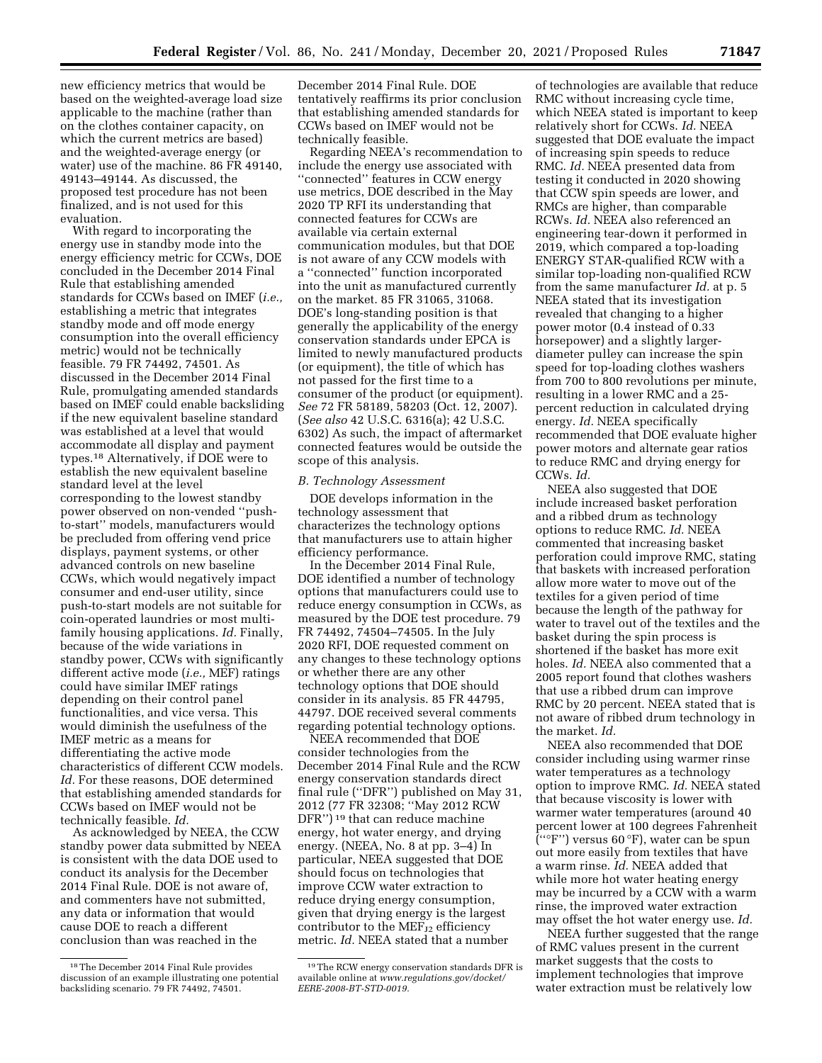new efficiency metrics that would be based on the weighted-average load size applicable to the machine (rather than on the clothes container capacity, on which the current metrics are based) and the weighted-average energy (or water) use of the machine. 86 FR 49140, 49143–49144. As discussed, the proposed test procedure has not been finalized, and is not used for this evaluation.

With regard to incorporating the energy use in standby mode into the energy efficiency metric for CCWs, DOE concluded in the December 2014 Final Rule that establishing amended standards for CCWs based on IMEF (*i.e.,* establishing a metric that integrates standby mode and off mode energy consumption into the overall efficiency metric) would not be technically feasible. 79 FR 74492, 74501. As discussed in the December 2014 Final Rule, promulgating amended standards based on IMEF could enable backsliding if the new equivalent baseline standard was established at a level that would accommodate all display and payment types.[18] Alternatively, if DOE were to establish the new equivalent baseline standard level at the level corresponding to the lowest standby power observed on non-vended ''push-to-start'' models, manufacturers would be precluded from offering vend price displays, payment systems, or other advanced controls on new baseline CCWs, which would negatively impact consumer and end-user utility, since push-to-start models are not suitable for coin-operated laundries or most multi-family housing applications. *Id.* Finally, because of the wide variations in standby power, CCWs with significantly different active mode (*i.e.,* MEF) ratings could have similar IMEF ratings depending on their control panel functionalities, and vice versa. This would diminish the usefulness of the IMEF metric as a means for differentiating the active mode characteristics of different CCW models. *Id.* For these reasons, DOE determined that establishing amended standards for CCWs based on IMEF would not be technically feasible. *Id.*

As acknowledged by NEEA, the CCW standby power data submitted by NEEA is consistent with the data DOE used to conduct its analysis for the December 2014 Final Rule. DOE is not aware of, and commenters have not submitted, any data or information that would cause DOE to reach a different conclusion than was reached in the December 2014 Final Rule. DOE tentatively reaffirms its prior conclusion that establishing amended standards for CCWs based on IMEF would not be technically feasible.

Regarding NEEA's recommendation to include the energy use associated with ''connected'' features in CCW energy use metrics, DOE described in the May 2020 TP RFI its understanding that connected features for CCWs are available via certain external communication modules, but that DOE is not aware of any CCW models with a ''connected'' function incorporated into the unit as manufactured currently on the market. 85 FR 31065, 31068. DOE's long-standing position is that generally the applicability of the energy conservation standards under EPCA is limited to newly manufactured products (or equipment), the title of which has not passed for the first time to a consumer of the product (or equipment). *See* 72 FR 58189, 58203 (Oct. 12, 2007). (*See also* 42 U.S.C. 6316(a); 42 U.S.C. 6302) As such, the impact of aftermarket connected features would be outside the scope of this analysis.

### *B. Technology Assessment*

DOE develops information in the technology assessment that characterizes the technology options that manufacturers use to attain higher efficiency performance.

In the December 2014 Final Rule, DOE identified a number of technology options that manufacturers could use to reduce energy consumption in CCWs, as measured by the DOE test procedure. 79 FR 74492, 74504–74505. In the July 2020 RFI, DOE requested comment on any changes to these technology options or whether there are any other technology options that DOE should consider in its analysis. 85 FR 44795, 44797. DOE received several comments regarding potential technology options.

NEEA recommended that DOE consider technologies from the December 2014 Final Rule and the RCW energy conservation standards direct final rule (''DFR'') published on May 31, 2012 (77 FR 32308; ''May 2012 RCW DFR'')[19] that can reduce machine energy, hot water energy, and drying energy. (NEEA, No. 8 at pp. 3–4) In particular, NEEA suggested that DOE should focus on technologies that improve CCW water extraction to reduce drying energy consumption, given that drying energy is the largest contributor to the $MEF_{J2}$ efficiency metric. *Id.* NEEA stated that a number of technologies are available that reduce RMC without increasing cycle time, which NEEA stated is important to keep relatively short for CCWs. *Id.* NEEA suggested that DOE evaluate the impact of increasing spin speeds to reduce RMC. *Id.* NEEA presented data from testing it conducted in 2020 showing that CCW spin speeds are lower, and RMCs are higher, than comparable RCWs. *Id.* NEEA also referenced an engineering tear-down it performed in 2019, which compared a top-loading ENERGY STAR-qualified RCW with a similar top-loading non-qualified RCW from the same manufacturer *Id.* at p. 5 NEEA stated that its investigation revealed that changing to a higher power motor (0.4 instead of 0.33 horsepower) and a slightly larger-diameter pulley can increase the spin speed for top-loading clothes washers from 700 to 800 revolutions per minute, resulting in a lower RMC and a 25-percent reduction in calculated drying energy. *Id.* NEEA specifically recommended that DOE evaluate higher power motors and alternate gear ratios to reduce RMC and drying energy for CCWs. *Id.*

NEEA also suggested that DOE include increased basket perforation and a ribbed drum as technology options to reduce RMC. *Id.* NEEA commented that increasing basket perforation could improve RMC, stating that baskets with increased perforation allow more water to move out of the textiles for a given period of time because the length of the pathway for water to travel out of the textiles and the basket during the spin process is shortened if the basket has more exit holes. *Id.* NEEA also commented that a 2005 report found that clothes washers that use a ribbed drum can improve RMC by 20 percent. NEEA stated that is not aware of ribbed drum technology in the market. *Id.*

NEEA also recommended that DOE consider including using warmer rinse water temperatures as a technology option to improve RMC. *Id.* NEEA stated that because viscosity is lower with warmer water temperatures (around 40 percent lower at 100 degrees Fahrenheit (''°F'') versus 60 °F), water can be spun out more easily from textiles that have a warm rinse. *Id.* NEEA added that while more hot water heating energy may be incurred by a CCW with a warm rinse, the improved water extraction may offset the hot water energy use. *Id.*

NEEA further suggested that the range of RMC values present in the current market suggests that the costs to implement technologies that improve water extraction must be relatively low

[18] The December 2014 Final Rule provides discussion of an example illustrating one potential backsliding scenario. 79 FR 74492, 74501.

[19] The RCW energy conservation standards DFR is available online at *www.regulations.gov/docket/EERE-2008-BT-STD-0019.*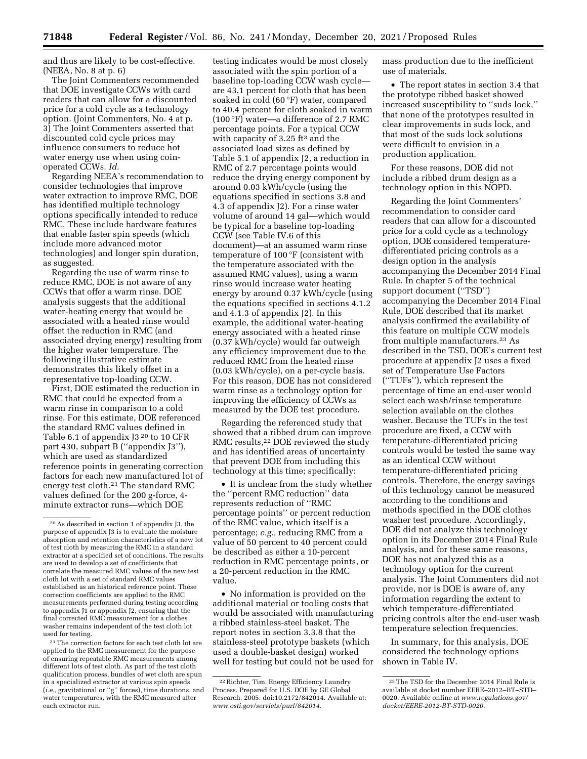and thus are likely to be cost-effective. (NEEA, No. 8 at p. 6)

The Joint Commenters recommended that DOE investigate CCWs with card readers that can allow for a discounted price for a cold cycle as a technology option. (Joint Commenters, No. 4 at p. 3) The Joint Commenters asserted that discounted cold cycle prices may influence consumers to reduce hot water energy use when using coin-operated CCWs. *Id.*

Regarding NEEA's recommendation to consider technologies that improve water extraction to improve RMC, DOE has identified multiple technology options specifically intended to reduce RMC. These include hardware features that enable faster spin speeds (which include more advanced motor technologies) and longer spin duration, as suggested.

Regarding the use of warm rinse to reduce RMC, DOE is not aware of any CCWs that offer a warm rinse. DOE analysis suggests that the additional water-heating energy that would be associated with a heated rinse would offset the reduction in RMC (and associated drying energy) resulting from the higher water temperature. The following illustrative estimate demonstrates this likely offset in a representative top-loading CCW.

First, DOE estimated the reduction in RMC that could be expected from a warm rinse in comparison to a cold rinse. For this estimate, DOE referenced the standard RMC values defined in Table 6.1 of appendix J3 [20] to 10 CFR part 430, subpart B (''appendix J3''), which are used as standardized reference points in generating correction factors for each new manufactured lot of energy test cloth.[21] The standard RMC values defined for the 200 g-force, 4-minute extractor runs—which DOE testing indicates would be most closely associated with the spin portion of a baseline top-loading CCW wash cycle—are 43.1 percent for cloth that has been soaked in cold (60 °F) water, compared to 40.4 percent for cloth soaked in warm (100 °F) water—a difference of 2.7 RMC percentage points. For a typical CCW with capacity of 3.25 ft[3] and the associated load sizes as defined by Table 5.1 of appendix J2, a reduction in RMC of 2.7 percentage points would reduce the drying energy component by around 0.03 kWh/cycle (using the equations specified in sections 3.8 and 4.3 of appendix J2). For a rinse water volume of around 14 gal—which would be typical for a baseline top-loading CCW (see Table IV.6 of this document)—at an assumed warm rinse temperature of 100 °F (consistent with the temperature associated with the assumed RMC values), using a warm rinse would increase water heating energy by around 0.37 kWh/cycle (using the equations specified in sections 4.1.2 and 4.1.3 of appendix J2). In this example, the additional water-heating energy associated with a heated rinse (0.37 kWh/cycle) would far outweigh any efficiency improvement due to the reduced RMC from the heated rinse (0.03 kWh/cycle), on a per-cycle basis. For this reason, DOE has not considered warm rinse as a technology option for improving the efficiency of CCWs as measured by the DOE test procedure.

Regarding the referenced study that showed that a ribbed drum can improve RMC results,[22] DOE reviewed the study and has identified areas of uncertainty that prevent DOE from including this technology at this time; specifically:

- It is unclear from the study whether the ''percent RMC reduction'' data represents reduction of ''RMC percentage points'' or percent reduction of the RMC value, which itself is a percentage; *e.g.,* reducing RMC from a value of 50 percent to 40 percent could be described as either a 10-percent reduction in RMC percentage points, or a 20-percent reduction in the RMC value.
- No information is provided on the additional material or tooling costs that would be associated with manufacturing a ribbed stainless-steel basket. The report notes in section 3.3.8 that the stainless-steel prototype baskets (which used a double-basket design) worked well for testing but could not be used for mass production due to the inefficient use of materials.
- The report states in section 3.4 that the prototype ribbed basket showed increased susceptibility to ''suds lock,'' that none of the prototypes resulted in clear improvements in suds lock, and that most of the suds lock solutions were difficult to envision in a production application.

For these reasons, DOE did not include a ribbed drum design as a technology option in this NOPD.

Regarding the Joint Commenters' recommendation to consider card readers that can allow for a discounted price for a cold cycle as a technology option, DOE considered temperature-differentiated pricing controls as a design option in the analysis accompanying the December 2014 Final Rule. In chapter 5 of the technical support document (''TSD'') accompanying the December 2014 Final Rule, DOE described that its market analysis confirmed the availability of this feature on multiple CCW models from multiple manufacturers.[23] As described in the TSD, DOE's current test procedure at appendix J2 uses a fixed set of Temperature Use Factors (''TUFs''), which represent the percentage of time an end-user would select each wash/rinse temperature selection available on the clothes washer. Because the TUFs in the test procedure are fixed, a CCW with temperature-differentiated pricing controls would be tested the same way as an identical CCW without temperature-differentiated pricing controls. Therefore, the energy savings of this technology cannot be measured according to the conditions and methods specified in the DOE clothes washer test procedure. Accordingly, DOE did not analyze this technology option in its December 2014 Final Rule analysis, and for these same reasons, DOE has not analyzed this as a technology option for the current analysis. The Joint Commenters did not provide, nor is DOE is aware of, any information regarding the extent to which temperature-differentiated pricing controls alter the end-user wash temperature selection frequencies.

In summary, for this analysis, DOE considered the technology options shown in Table IV.

---

[20] As described in section 1 of appendix J3, the purpose of appendix J3 is to evaluate the moisture absorption and retention characteristics of a new lot of test cloth by measuring the RMC in a standard extractor at a specified set of conditions. The results are used to develop a set of coefficients that correlate the measured RMC values of the new test cloth lot with a set of standard RMC values established as an historical reference point. These correction coefficients are applied to the RMC measurements performed during testing according to appendix J1 or appendix J2, ensuring that the final corrected RMC measurement for a clothes washer remains independent of the test cloth lot used for testing.

[21] The correction factors for each test cloth lot are applied to the RMC measurement for the purpose of ensuring repeatable RMC measurements among different lots of test cloth. As part of the test cloth qualification process, bundles of wet cloth are spun in a specialized extractor at various spin speeds (*i.e.,* gravitational or ''g'' forces), time durations, and water temperatures, with the RMC measured after each extractor run.

[22] Richter, Tim. Energy Efficiency Laundry Process. Prepared for U.S. DOE by GE Global Research. 2005. doi:10.2172/842014. Available at: *www.osti.gov/servlets/purl/842014.*

[23] The TSD for the December 2014 Final Rule is available at docket number EERE–2012–BT–STD–0020. Available online at *www.regulations.gov/docket/EERE-2012-BT-STD-0020.*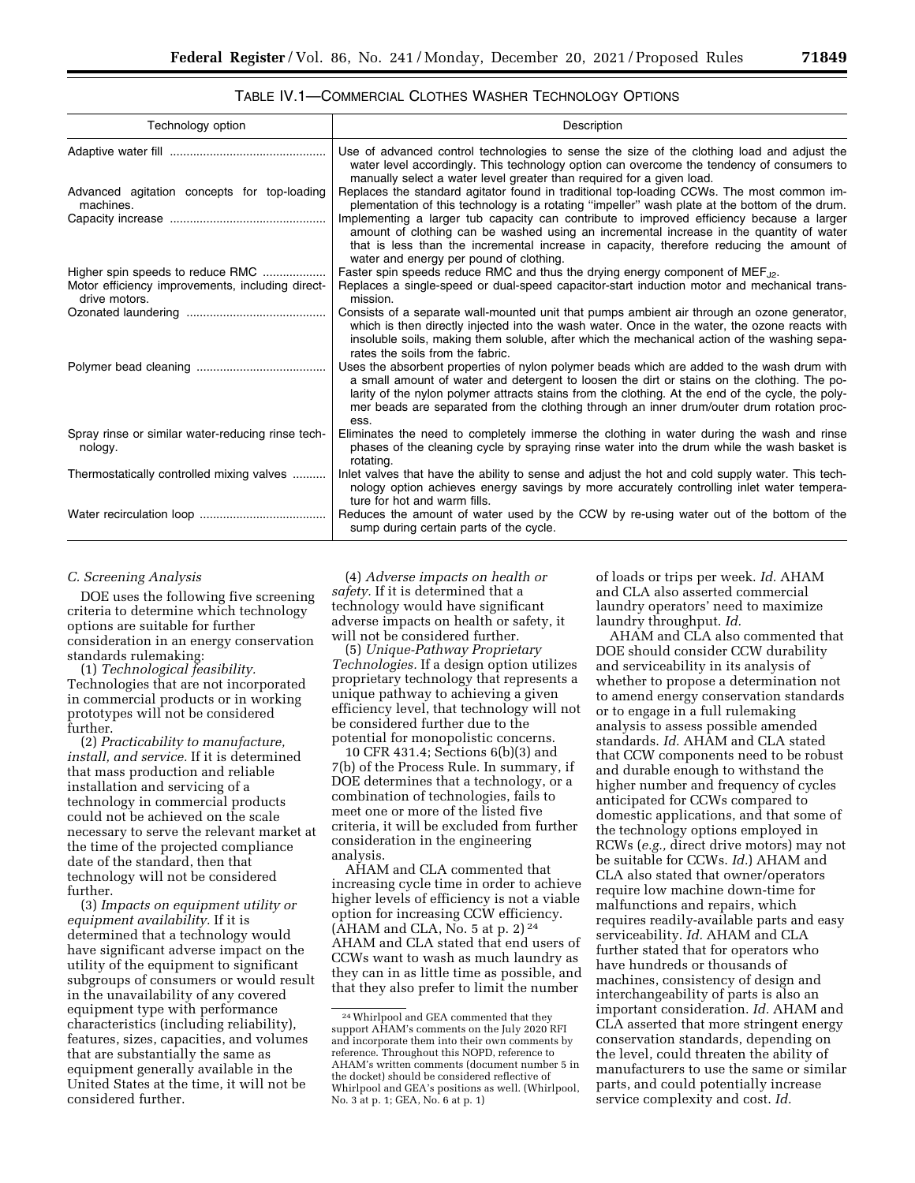TABLE IV.1—COMMERCIAL CLOTHES WASHER TECHNOLOGY OPTIONS

| Technology option | Description |
| --- | --- |
| Adaptive water fill | Use of advanced control technologies to sense the size of the clothing load and adjust the water level accordingly. This technology option can overcome the tendency of consumers to manually select a water level greater than required for a given load. |
| Advanced agitation concepts for top-loading machines. | Replaces the standard agitator found in traditional top-loading CCWs. The most common implementation of this technology is a rotating "impeller" wash plate at the bottom of the drum. |
| Capacity increase | Implementing a larger tub capacity can contribute to improved efficiency because a larger amount of clothing can be washed using an incremental increase in the quantity of water that is less than the incremental increase in capacity, therefore reducing the amount of water and energy per pound of clothing. |
| Higher spin speeds to reduce RMC | Faster spin speeds reduce RMC and thus the drying energy component of $MEF_{J2}$. |
| Motor efficiency improvements, including direct-drive motors. | Replaces a single-speed or dual-speed capacitor-start induction motor and mechanical transmission. |
| Ozonated laundering | Consists of a separate wall-mounted unit that pumps ambient air through an ozone generator, which is then directly injected into the wash water. Once in the water, the ozone reacts with insoluble soils, making them soluble, after which the mechanical action of the washing separates the soils from the fabric. |
| Polymer bead cleaning | Uses the absorbent properties of nylon polymer beads which are added to the wash drum with a small amount of water and detergent to loosen the dirt or stains on the clothing. The polarity of the nylon polymer attracts stains from the clothing. At the end of the cycle, the polymer beads are separated from the clothing through an inner drum/outer drum rotation process. |
| Spray rinse or similar water-reducing rinse technology. | Eliminates the need to completely immerse the clothing in water during the wash and rinse phases of the cleaning cycle by spraying rinse water into the drum while the wash basket is rotating. |
| Thermostatically controlled mixing valves | Inlet valves that have the ability to sense and adjust the hot and cold supply water. This technology option achieves energy savings by more accurately controlling inlet water temperature for hot and warm fills. |
| Water recirculation loop | Reduces the amount of water used by the CCW by re-using water out of the bottom of the sump during certain parts of the cycle. |

### C. Screening Analysis

DOE uses the following five screening criteria to determine which technology options are suitable for further consideration in an energy conservation standards rulemaking:

(1) *Technological feasibility.* Technologies that are not incorporated in commercial products or in working prototypes will not be considered further.

(2) *Practicability to manufacture, install, and service.* If it is determined that mass production and reliable installation and servicing of a technology in commercial products could not be achieved on the scale necessary to serve the relevant market at the time of the projected compliance date of the standard, then that technology will not be considered further.

(3) *Impacts on equipment utility or equipment availability.* If it is determined that a technology would have significant adverse impact on the utility of the equipment to significant subgroups of consumers or would result in the unavailability of any covered equipment type with performance characteristics (including reliability), features, sizes, capacities, and volumes that are substantially the same as equipment generally available in the United States at the time, it will not be considered further.

(4) *Adverse impacts on health or safety.* If it is determined that a technology would have significant adverse impacts on health or safety, it will not be considered further.

(5) *Unique-Pathway Proprietary Technologies.* If a design option utilizes proprietary technology that represents a unique pathway to achieving a given efficiency level, that technology will not be considered further due to the potential for monopolistic concerns.

10 CFR 431.4; Sections 6(b)(3) and 7(b) of the Process Rule. In summary, if DOE determines that a technology, or a combination of technologies, fails to meet one or more of the listed five criteria, it will be excluded from further consideration in the engineering analysis.

AHAM and CLA commented that increasing cycle time in order to achieve higher levels of efficiency is not a viable option for increasing CCW efficiency. (AHAM and CLA, No. 5 at p. 2)[24] AHAM and CLA stated that end users of CCWs want to wash as much laundry as they can in as little time as possible, and that they also prefer to limit the number of loads or trips per week. *Id.* AHAM and CLA also asserted commercial laundry operators' need to maximize laundry throughput. *Id.*

AHAM and CLA also commented that DOE should consider CCW durability and serviceability in its analysis of whether to propose a determination not to amend energy conservation standards or to engage in a full rulemaking analysis to assess possible amended standards. *Id.* AHAM and CLA stated that CCW components need to be robust and durable enough to withstand the higher number and frequency of cycles anticipated for CCWs compared to domestic applications, and that some of the technology options employed in RCWs (*e.g.,* direct drive motors) may not be suitable for CCWs. *Id.*) AHAM and CLA also stated that owner/operators require low machine down-time for malfunctions and repairs, which requires readily-available parts and easy serviceability. *Id.* AHAM and CLA further stated that for operators who have hundreds or thousands of machines, consistency of design and interchangeability of parts is also an important consideration. *Id.* AHAM and CLA asserted that more stringent energy conservation standards, depending on the level, could threaten the ability of manufacturers to use the same or similar parts, and could potentially increase service complexity and cost. *Id.*

[24] Whirlpool and GEA commented that they support AHAM's comments on the July 2020 RFI and incorporate them into their own comments by reference. Throughout this NOPD, reference to AHAM's written comments (document number 5 in the docket) should be considered reflective of Whirlpool and GEA's positions as well. (Whirlpool, No. 3 at p. 1; GEA, No. 6 at p. 1)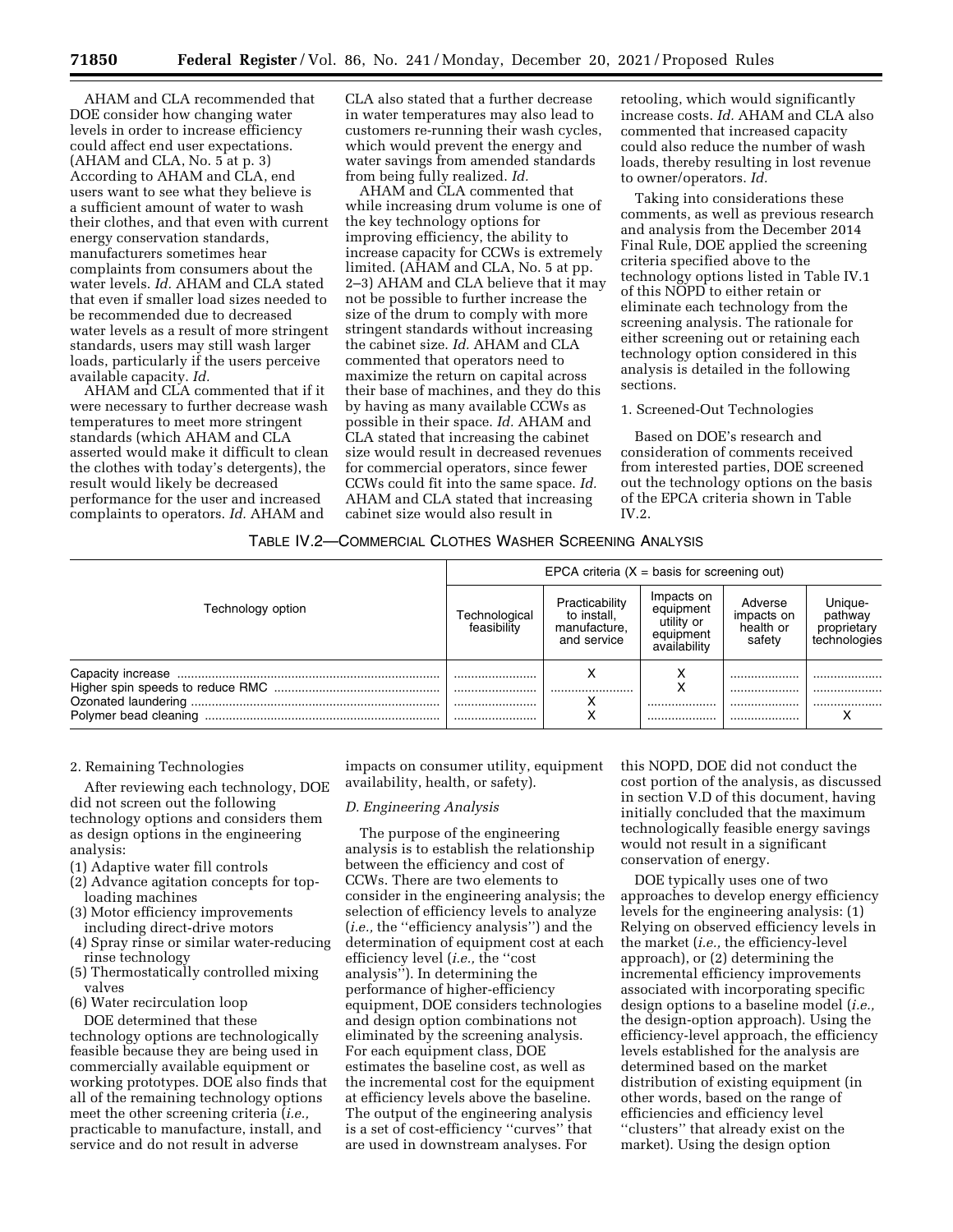AHAM and CLA recommended that DOE consider how changing water levels in order to increase efficiency could affect end user expectations. (AHAM and CLA, No. 5 at p. 3) According to AHAM and CLA, end users want to see what they believe is a sufficient amount of water to wash their clothes, and that even with current energy conservation standards, manufacturers sometimes hear complaints from consumers about the water levels. *Id.* AHAM and CLA stated that even if smaller load sizes needed to be recommended due to decreased water levels as a result of more stringent standards, users may still wash larger loads, particularly if the users perceive available capacity. *Id.*

AHAM and CLA commented that if it were necessary to further decrease wash temperatures to meet more stringent standards (which AHAM and CLA asserted would make it difficult to clean the clothes with today's detergents), the result would likely be decreased performance for the user and increased complaints to operators. *Id.* AHAM and CLA also stated that a further decrease in water temperatures may also lead to customers re-running their wash cycles, which would prevent the energy and water savings from amended standards from being fully realized. *Id.*

AHAM and CLA commented that while increasing drum volume is one of the key technology options for improving efficiency, the ability to increase capacity for CCWs is extremely limited. (AHAM and CLA, No. 5 at pp. 2–3) AHAM and CLA believe that it may not be possible to further increase the size of the drum to comply with more stringent standards without increasing the cabinet size. *Id.* AHAM and CLA commented that operators need to maximize the return on capital across their base of machines, and they do this by having as many available CCWs as possible in their space. *Id.* AHAM and CLA stated that increasing the cabinet size would result in decreased revenues for commercial operators, since fewer CCWs could fit into the same space. *Id.* AHAM and CLA stated that increasing cabinet size would also result in retooling, which would significantly increase costs. *Id.* AHAM and CLA also commented that increased capacity could also reduce the number of wash loads, thereby resulting in lost revenue to owner/operators. *Id.*

Taking into considerations these comments, as well as previous research and analysis from the December 2014 Final Rule, DOE applied the screening criteria specified above to the technology options listed in Table IV.1 of this NOPD to either retain or eliminate each technology from the screening analysis. The rationale for either screening out or retaining each technology option considered in this analysis is detailed in the following sections.

1. Screened-Out Technologies

Based on DOE's research and consideration of comments received from interested parties, DOE screened out the technology options on the basis of the EPCA criteria shown in Table IV.2.

TABLE IV.2—COMMERCIAL CLOTHES WASHER SCREENING ANALYSIS

| Technology option | EPCA criteria (X = basis for screening out) | | | | |
|---|---|---|---|---|---|
| | Technological feasibility | Practicability to install, manufacture, and service | Impacts on equipment utility or equipment availability | Adverse impacts on health or safety | Unique-pathway proprietary technologies |
| Capacity increase | | X | X | | |
| Higher spin speeds to reduce RMC | | | X | | |
| Ozonated laundering | | X | | | |
| Polymer bead cleaning | | X | | | X |

2. Remaining Technologies

After reviewing each technology, DOE did not screen out the following technology options and considers them as design options in the engineering analysis:

(1) Adaptive water fill controls
(2) Advance agitation concepts for top-loading machines
(3) Motor efficiency improvements including direct-drive motors
(4) Spray rinse or similar water-reducing rinse technology
(5) Thermostatically controlled mixing valves
(6) Water recirculation loop

DOE determined that these technology options are technologically feasible because they are being used in commercially available equipment or working prototypes. DOE also finds that all of the remaining technology options meet the other screening criteria (*i.e.,* practicable to manufacture, install, and service and do not result in adverse impacts on consumer utility, equipment availability, health, or safety).

*D. Engineering Analysis*

The purpose of the engineering analysis is to establish the relationship between the efficiency and cost of CCWs. There are two elements to consider in the engineering analysis; the selection of efficiency levels to analyze (*i.e.,* the ''efficiency analysis'') and the determination of equipment cost at each efficiency level (*i.e.,* the ''cost analysis''). In determining the performance of higher-efficiency equipment, DOE considers technologies and design option combinations not eliminated by the screening analysis. For each equipment class, DOE estimates the baseline cost, as well as the incremental cost for the equipment at efficiency levels above the baseline. The output of the engineering analysis is a set of cost-efficiency ''curves'' that are used in downstream analyses. For this NOPD, DOE did not conduct the cost portion of the analysis, as discussed in section V.D of this document, having initially concluded that the maximum technologically feasible energy savings would not result in a significant conservation of energy.

DOE typically uses one of two approaches to develop energy efficiency levels for the engineering analysis: (1) Relying on observed efficiency levels in the market (*i.e.,* the efficiency-level approach), or (2) determining the incremental efficiency improvements associated with incorporating specific design options to a baseline model (*i.e.,* the design-option approach). Using the efficiency-level approach, the efficiency levels established for the analysis are determined based on the market distribution of existing equipment (in other words, based on the range of efficiencies and efficiency level ''clusters'' that already exist on the market). Using the design option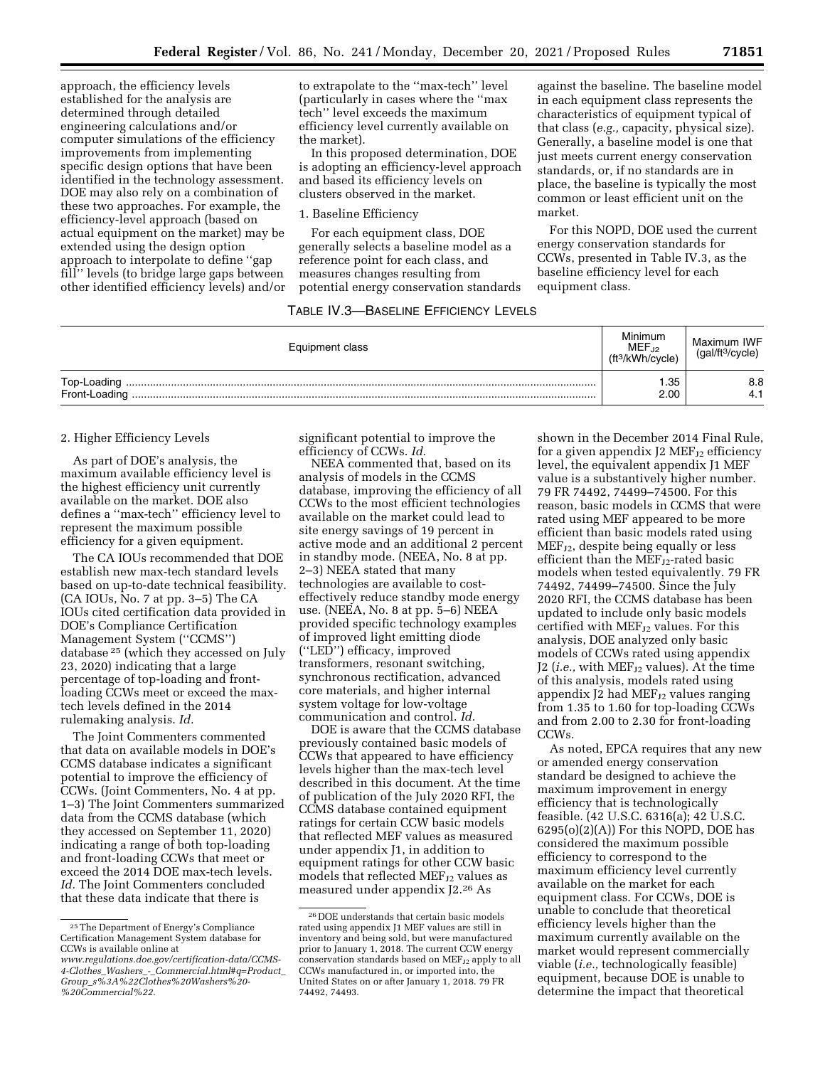approach, the efficiency levels established for the analysis are determined through detailed engineering calculations and/or computer simulations of the efficiency improvements from implementing specific design options that have been identified in the technology assessment. DOE may also rely on a combination of these two approaches. For example, the efficiency-level approach (based on actual equipment on the market) may be extended using the design option approach to interpolate to define ''gap fill'' levels (to bridge large gaps between other identified efficiency levels) and/or to extrapolate to the ''max-tech'' level (particularly in cases where the ''max tech'' level exceeds the maximum efficiency level currently available on the market).

In this proposed determination, DOE is adopting an efficiency-level approach and based its efficiency levels on clusters observed in the market.

1. Baseline Efficiency

For each equipment class, DOE generally selects a baseline model as a reference point for each class, and measures changes resulting from potential energy conservation standards against the baseline. The baseline model in each equipment class represents the characteristics of equipment typical of that class (*e.g.,* capacity, physical size). Generally, a baseline model is one that just meets current energy conservation standards, or, if no standards are in place, the baseline is typically the most common or least efficient unit on the market.

For this NOPD, DOE used the current energy conservation standards for CCWs, presented in Table IV.3, as the baseline efficiency level for each equipment class.

TABLE IV.3—BASELINE EFFICIENCY LEVELS

| Equipment class | Minimum $MEF_{J2}$ ($ft^3$/kWh/cycle) | Maximum IWF (gal/$ft^3$/cycle) |
|---|---|---|
| Top-Loading | 1.35 | 8.8 |
| Front-Loading | 2.00 | 4.1 |

2. Higher Efficiency Levels

As part of DOE's analysis, the maximum available efficiency level is the highest efficiency unit currently available on the market. DOE also defines a ''max-tech'' efficiency level to represent the maximum possible efficiency for a given equipment.

The CA IOUs recommended that DOE establish new max-tech standard levels based on up-to-date technical feasibility. (CA IOUs, No. 7 at pp. 3–5) The CA IOUs cited certification data provided in DOE's Compliance Certification Management System (''CCMS'') database [25] (which they accessed on July 23, 2020) indicating that a large percentage of top-loading and front-loading CCWs meet or exceed the max-tech levels defined in the 2014 rulemaking analysis. *Id.*

The Joint Commenters commented that data on available models in DOE's CCMS database indicates a significant potential to improve the efficiency of CCWs. (Joint Commenters, No. 4 at pp. 1–3) The Joint Commenters summarized data from the CCMS database (which they accessed on September 11, 2020) indicating a range of both top-loading and front-loading CCWs that meet or exceed the 2014 DOE max-tech levels. *Id.* The Joint Commenters concluded that these data indicate that there is significant potential to improve the efficiency of CCWs. *Id.*

NEEA commented that, based on its analysis of models in the CCMS database, improving the efficiency of all CCWs to the most efficient technologies available on the market could lead to site energy savings of 19 percent in active mode and an additional 2 percent in standby mode. (NEEA, No. 8 at pp. 2–3) NEEA stated that many technologies are available to cost-effectively reduce standby mode energy use. (NEEA, No. 8 at pp. 5–6) NEEA provided specific technology examples of improved light emitting diode (''LED'') efficacy, improved transformers, resonant switching, synchronous rectification, advanced core materials, and higher internal system voltage for low-voltage communication and control. *Id.*

DOE is aware that the CCMS database previously contained basic models of CCWs that appeared to have efficiency levels higher than the max-tech level described in this document. At the time of publication of the July 2020 RFI, the CCMS database contained equipment ratings for certain CCW basic models that reflected MEF values as measured under appendix J1, in addition to equipment ratings for other CCW basic models that reflected $MEF_{J2}$ values as measured under appendix J2.[26] As shown in the December 2014 Final Rule, for a given appendix J2 $MEF_{J2}$ efficiency level, the equivalent appendix J1 MEF value is a substantively higher number. 79 FR 74492, 74499–74500. For this reason, basic models in CCMS that were rated using MEF appeared to be more efficient than basic models rated using $MEF_{J2}$, despite being equally or less efficient than the $MEF_{J2}$-rated basic models when tested equivalently. 79 FR 74492, 74499–74500. Since the July 2020 RFI, the CCMS database has been updated to include only basic models certified with $MEF_{J2}$ values. For this analysis, DOE analyzed only basic models of CCWs rated using appendix J2 (*i.e.,* with $MEF_{J2}$ values). At the time of this analysis, models rated using appendix J2 had $MEF_{J2}$ values ranging from 1.35 to 1.60 for top-loading CCWs and from 2.00 to 2.30 for front-loading CCWs.

As noted, EPCA requires that any new or amended energy conservation standard be designed to achieve the maximum improvement in energy efficiency that is technologically feasible. (42 U.S.C. 6316(a); 42 U.S.C. 6295(o)(2)(A)) For this NOPD, DOE has considered the maximum possible efficiency to correspond to the maximum efficiency level currently available on the market for each equipment class. For CCWs, DOE is unable to conclude that theoretical efficiency levels higher than the maximum currently available on the market would represent commercially viable (*i.e.,* technologically feasible) equipment, because DOE is unable to determine the impact that theoretical

---

[25] The Department of Energy's Compliance Certification Management System database for CCWs is available online at *www.regulations.doe.gov/certification-data/CCMS-4-Clothes_Washers_-_Commercial.html#q=Product_Group_s%3A%22Clothes%20Washers%20-%20Commercial%22.*

[26] DOE understands that certain basic models rated using appendix J1 MEF values are still in inventory and being sold, but were manufactured prior to January 1, 2018. The current CCW energy conservation standards based on $MEF_{J2}$ apply to all CCWs manufactured in, or imported into, the United States on or after January 1, 2018. 79 FR 74492, 74493.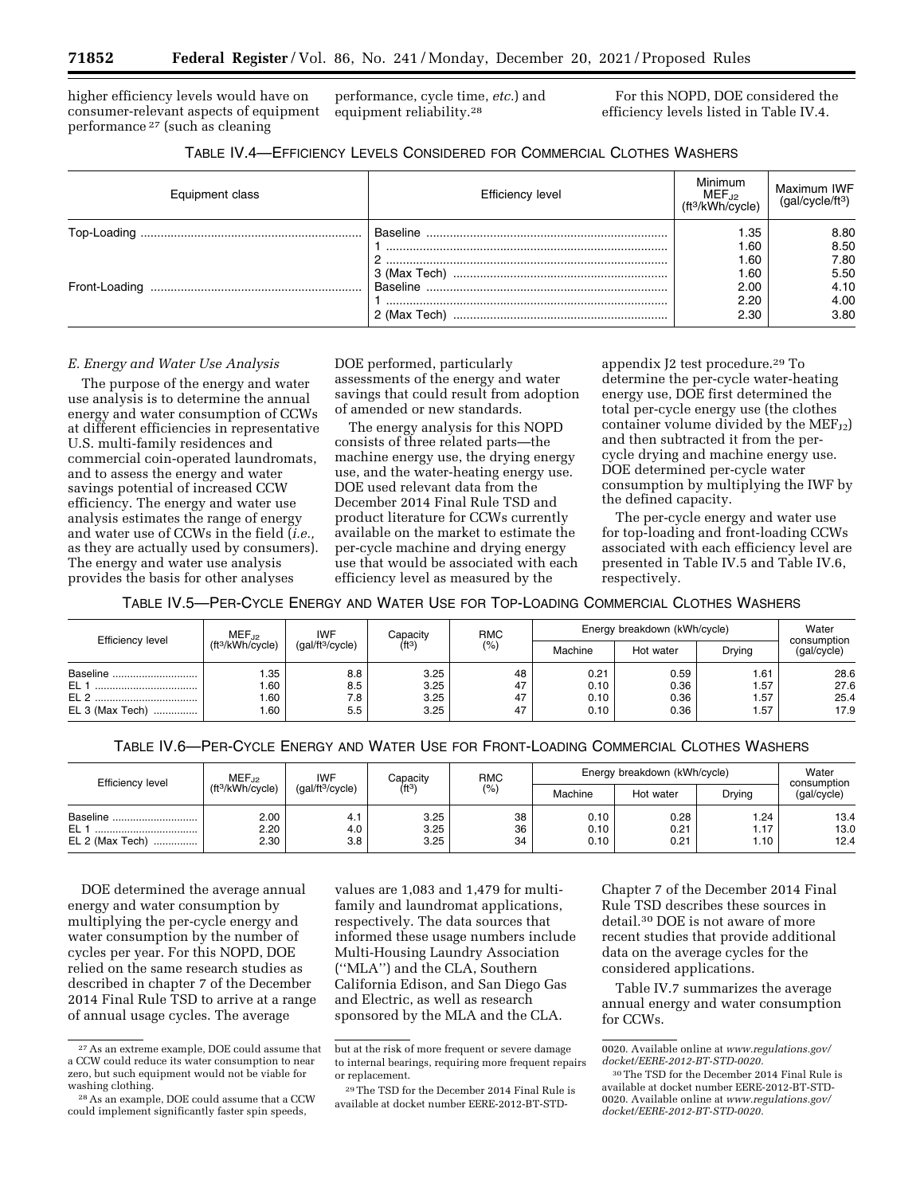higher efficiency levels would have on consumer-relevant aspects of equipment performance[27] (such as cleaning performance, cycle time, *etc.*) and equipment reliability.[28]

For this NOPD, DOE considered the efficiency levels listed in Table IV.4.

TABLE IV.4—EFFICIENCY LEVELS CONSIDERED FOR COMMERCIAL CLOTHES WASHERS

| Equipment class | Efficiency level | Minimum $MEF_{J2}$ (ft³/kWh/cycle) | Maximum IWF (gal/cycle/ft³) |
| --- | --- | --- | --- |
| Top-Loading | Baseline | 1.35 | 8.80 |
| | 1 | 1.60 | 8.50 |
| | 2 | 1.60 | 7.80 |
| | 3 (Max Tech) | 1.60 | 5.50 |
| Front-Loading | Baseline | 2.00 | 4.10 |
| | 1 | 2.20 | 4.00 |
| | 2 (Max Tech) | 2.30 | 3.80 |

*E. Energy and Water Use Analysis*

The purpose of the energy and water use analysis is to determine the annual energy and water consumption of CCWs at different efficiencies in representative U.S. multi-family residences and commercial coin-operated laundromats, and to assess the energy and water savings potential of increased CCW efficiency. The energy and water use analysis estimates the range of energy and water use of CCWs in the field (*i.e.,* as they are actually used by consumers). The energy and water use analysis provides the basis for other analyses DOE performed, particularly assessments of the energy and water savings that could result from adoption of amended or new standards.

The energy analysis for this NOPD consists of three related parts—the machine energy use, the drying energy use, and the water-heating energy use. DOE used relevant data from the December 2014 Final Rule TSD and product literature for CCWs currently available on the market to estimate the per-cycle machine and drying energy use that would be associated with each efficiency level as measured by the appendix J2 test procedure.[29] To determine the per-cycle water-heating energy use, DOE first determined the total per-cycle energy use (the clothes container volume divided by the $MEF_{J2}$) and then subtracted it from the per-cycle drying and machine energy use. DOE determined per-cycle water consumption by multiplying the IWF by the defined capacity.

The per-cycle energy and water use for top-loading and front-loading CCWs associated with each efficiency level are presented in Table IV.5 and Table IV.6, respectively.

TABLE IV.5—PER-CYCLE ENERGY AND WATER USE FOR TOP-LOADING COMMERCIAL CLOTHES WASHERS

| Efficiency level | $MEF_{J2}$ (ft³/kWh/cycle) | IWF (gal/ft³/cycle) | Capacity (ft³) | RMC (%) | Energy breakdown (kWh/cycle) | | | Water consumption (gal/cycle) |
| --- | --- | --- | --- | --- | --- | --- | --- | --- |
| | | | | | Machine | Hot water | Drying | |
| Baseline | 1.35 | 8.8 | 3.25 | 48 | 0.21 | 0.59 | 1.61 | 28.6 |
| EL 1 | 1.60 | 8.5 | 3.25 | 47 | 0.10 | 0.36 | 1.57 | 27.6 |
| EL 2 | 1.60 | 7.8 | 3.25 | 47 | 0.10 | 0.36 | 1.57 | 25.4 |
| EL 3 (Max Tech) | 1.60 | 5.5 | 3.25 | 47 | 0.10 | 0.36 | 1.57 | 17.9 |

TABLE IV.6—PER-CYCLE ENERGY AND WATER USE FOR FRONT-LOADING COMMERCIAL CLOTHES WASHERS

| Efficiency level | $MEF_{J2}$ (ft³/kWh/cycle) | IWF (gal/ft³/cycle) | Capacity (ft³) | RMC (%) | Energy breakdown (kWh/cycle) | | | Water consumption (gal/cycle) |
| --- | --- | --- | --- | --- | --- | --- | --- | --- |
| | | | | | Machine | Hot water | Drying | |
| Baseline | 2.00 | 4.1 | 3.25 | 38 | 0.10 | 0.28 | 1.24 | 13.4 |
| EL 1 | 2.20 | 4.0 | 3.25 | 36 | 0.10 | 0.21 | 1.17 | 13.0 |
| EL 2 (Max Tech) | 2.30 | 3.8 | 3.25 | 34 | 0.10 | 0.21 | 1.10 | 12.4 |

DOE determined the average annual energy and water consumption by multiplying the per-cycle energy and water consumption by the number of cycles per year. For this NOPD, DOE relied on the same research studies as described in chapter 7 of the December 2014 Final Rule TSD to arrive at a range of annual usage cycles. The average values are 1,083 and 1,479 for multi-family and laundromat applications, respectively. The data sources that informed these usage numbers include Multi-Housing Laundry Association (''MLA'') and the CLA, Southern California Edison, and San Diego Gas and Electric, as well as research sponsored by the MLA and the CLA. Chapter 7 of the December 2014 Final Rule TSD describes these sources in detail.[30] DOE is not aware of more recent studies that provide additional data on the average cycles for the considered applications.

Table IV.7 summarizes the average annual energy and water consumption for CCWs.

---

[27] As an extreme example, DOE could assume that a CCW could reduce its water consumption to near zero, but such equipment would not be viable for washing clothing.

[28] As an example, DOE could assume that a CCW could implement significantly faster spin speeds, but at the risk of more frequent or severe damage to internal bearings, requiring more frequent repairs or replacement.

[29] The TSD for the December 2014 Final Rule is available at docket number EERE-2012-BT-STD-0020. Available online at *www.regulations.gov/docket/EERE-2012-BT-STD-0020.*

[30] The TSD for the December 2014 Final Rule is available at docket number EERE-2012-BT-STD-0020. Available online at *www.regulations.gov/docket/EERE-2012-BT-STD-0020.*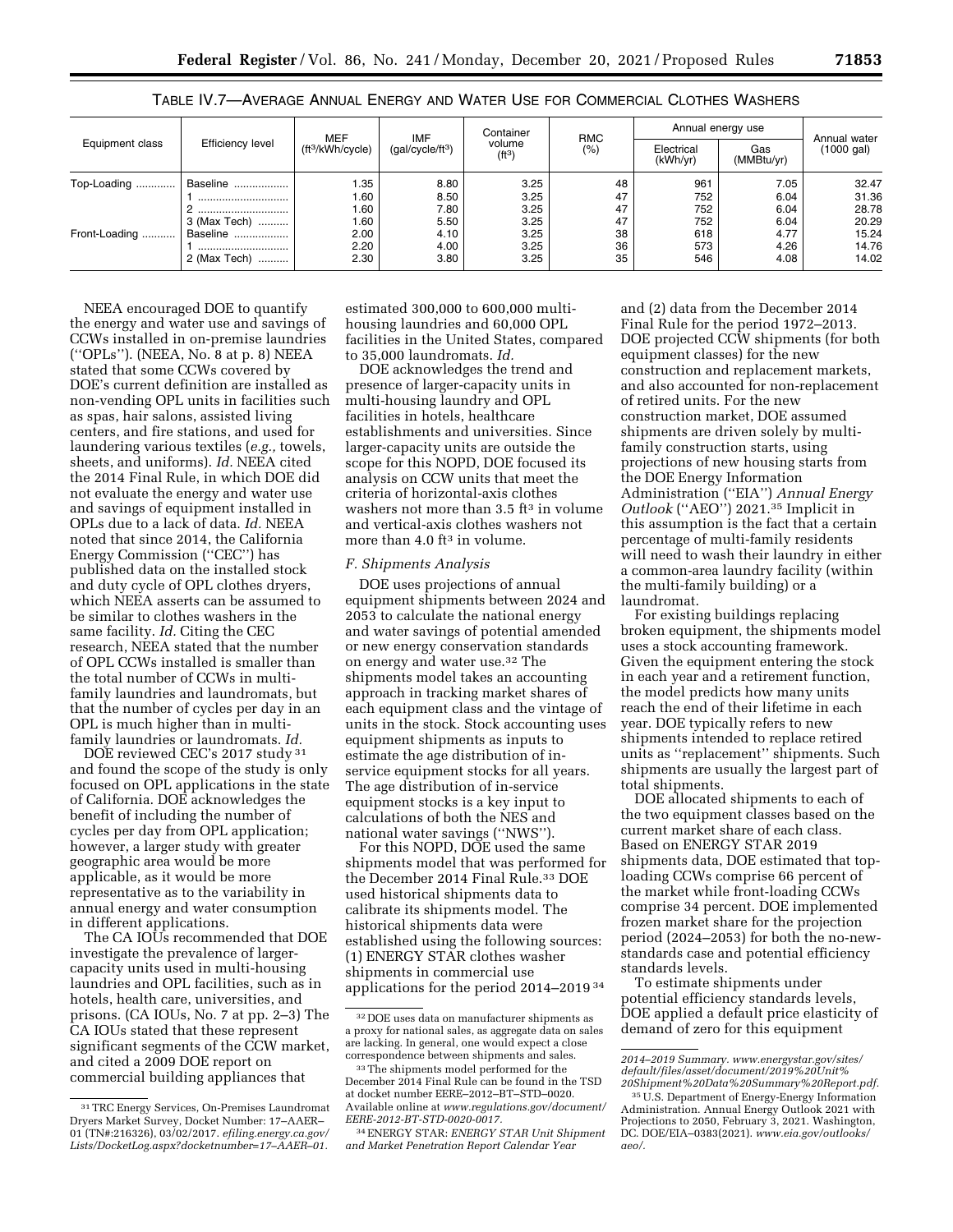TABLE IV.7—AVERAGE ANNUAL ENERGY AND WATER USE FOR COMMERCIAL CLOTHES WASHERS

| Equipment class | Efficiency level | MEF (ft³/kWh/cycle) | IMF (gal/cycle/ft³) | Container volume (ft³) | RMC (%) | Annual energy use | | Annual water (1000 gal) |
|---|---|---|---|---|---|---|---|---|
| | | | | | | Electrical (kWh/yr) | Gas (MMBtu/yr) | |
| Top-Loading | Baseline | 1.35 | 8.80 | 3.25 | 48 | 961 | 7.05 | 32.47 |
| | 1 | 1.60 | 8.50 | 3.25 | 47 | 752 | 6.04 | 31.36 |
| | 2 | 1.60 | 7.80 | 3.25 | 47 | 752 | 6.04 | 28.78 |
| | 3 (Max Tech) | 1.60 | 5.50 | 3.25 | 47 | 752 | 6.04 | 20.29 |
| Front-Loading | Baseline | 2.00 | 4.10 | 3.25 | 38 | 618 | 4.77 | 15.24 |
| | 1 | 2.20 | 4.00 | 3.25 | 36 | 573 | 4.26 | 14.76 |
| | 2 (Max Tech) | 2.30 | 3.80 | 3.25 | 35 | 546 | 4.08 | 14.02 |

NEEA encouraged DOE to quantify the energy and water use and savings of CCWs installed in on-premise laundries (''OPLs''). (NEEA, No. 8 at p. 8) NEEA stated that some CCWs covered by DOE's current definition are installed as non-vending OPL units in facilities such as spas, hair salons, assisted living centers, and fire stations, and used for laundering various textiles (*e.g.,* towels, sheets, and uniforms). *Id.* NEEA cited the 2014 Final Rule, in which DOE did not evaluate the energy and water use and savings of equipment installed in OPLs due to a lack of data. *Id.* NEEA noted that since 2014, the California Energy Commission (''CEC'') has published data on the installed stock and duty cycle of OPL clothes dryers, which NEEA asserts can be assumed to be similar to clothes washers in the same facility. *Id.* Citing the CEC research, NEEA stated that the number of OPL CCWs installed is smaller than the total number of CCWs in multi-family laundries and laundromats, but that the number of cycles per day in an OPL is much higher than in multi-family laundries or laundromats. *Id.*

DOE reviewed CEC's 2017 study [31] and found the scope of the study is only focused on OPL applications in the state of California. DOE acknowledges the benefit of including the number of cycles per day from OPL application; however, a larger study with greater geographic area would be more applicable, as it would be more representative as to the variability in annual energy and water consumption in different applications.

The CA IOUs recommended that DOE investigate the prevalence of larger-capacity units used in multi-housing laundries and OPL facilities, such as in hotels, health care, universities, and prisons. (CA IOUs, No. 7 at pp. 2–3) The CA IOUs stated that these represent significant segments of the CCW market, and cited a 2009 DOE report on commercial building appliances that estimated 300,000 to 600,000 multi-housing laundries and 60,000 OPL facilities in the United States, compared to 35,000 laundromats. *Id.*

DOE acknowledges the trend and presence of larger-capacity units in multi-housing laundry and OPL facilities in hotels, healthcare establishments and universities. Since larger-capacity units are outside the scope for this NOPD, DOE focused its analysis on CCW units that meet the criteria of horizontal-axis clothes washers not more than 3.5 ft³ in volume and vertical-axis clothes washers not more than 4.0 ft³ in volume.

### *F. Shipments Analysis*

DOE uses projections of annual equipment shipments between 2024 and 2053 to calculate the national energy and water savings of potential amended or new energy conservation standards on energy and water use.[32] The shipments model takes an accounting approach in tracking market shares of each equipment class and the vintage of units in the stock. Stock accounting uses equipment shipments as inputs to estimate the age distribution of in-service equipment stocks for all years. The age distribution of in-service equipment stocks is a key input to calculations of both the NES and national water savings (''NWS'').

For this NOPD, DOE used the same shipments model that was performed for the December 2014 Final Rule.[33] DOE used historical shipments data to calibrate its shipments model. The historical shipments data were established using the following sources: (1) ENERGY STAR clothes washer shipments in commercial use applications for the period 2014–2019 [34] and (2) data from the December 2014 Final Rule for the period 1972–2013. DOE projected CCW shipments (for both equipment classes) for the new construction and replacement markets, and also accounted for non-replacement of retired units. For the new construction market, DOE assumed shipments are driven solely by multi-family construction starts, using projections of new housing starts from the DOE Energy Information Administration (''EIA'') *Annual Energy Outlook* (''AEO'') 2021.[35] Implicit in this assumption is the fact that a certain percentage of multi-family residents will need to wash their laundry in either a common-area laundry facility (within the multi-family building) or a laundromat.

For existing buildings replacing broken equipment, the shipments model uses a stock accounting framework. Given the equipment entering the stock in each year and a retirement function, the model predicts how many units reach the end of their lifetime in each year. DOE typically refers to new shipments intended to replace retired units as ''replacement'' shipments. Such shipments are usually the largest part of total shipments.

DOE allocated shipments to each of the two equipment classes based on the current market share of each class. Based on ENERGY STAR 2019 shipments data, DOE estimated that top-loading CCWs comprise 66 percent of the market while front-loading CCWs comprise 34 percent. DOE implemented frozen market share for the projection period (2024–2053) for both the no-new-standards case and potential efficiency standards levels.

To estimate shipments under potential efficiency standards levels, DOE applied a default price elasticity of demand of zero for this equipment

---

[31] TRC Energy Services, On-Premises Laundromat Dryers Market Survey, Docket Number: 17–AAER–01 (TN#:216326), 03/02/2017. *efiling.energy.ca.gov/Lists/DocketLog.aspx?docketnumber=17–AAER–01.*

[32] DOE uses data on manufacturer shipments as a proxy for national sales, as aggregate data on sales are lacking. In general, one would expect a close correspondence between shipments and sales.

[33] The shipments model performed for the December 2014 Final Rule can be found in the TSD at docket number EERE–2012–BT–STD–0020. Available online at *www.regulations.gov/document/EERE-2012-BT-STD-0020-0017.*

[34] ENERGY STAR: *ENERGY STAR Unit Shipment and Market Penetration Report Calendar Year 2014–2019 Summary. www.energystar.gov/sites/default/files/asset/document/2019%20Unit%20Shipment%20Data%20Summary%20Report.pdf.*

[35] U.S. Department of Energy-Energy Information Administration. Annual Energy Outlook 2021 with Projections to 2050, February 3, 2021. Washington, DC. DOE/EIA–0383(2021). *www.eia.gov/outlooks/aeo/.*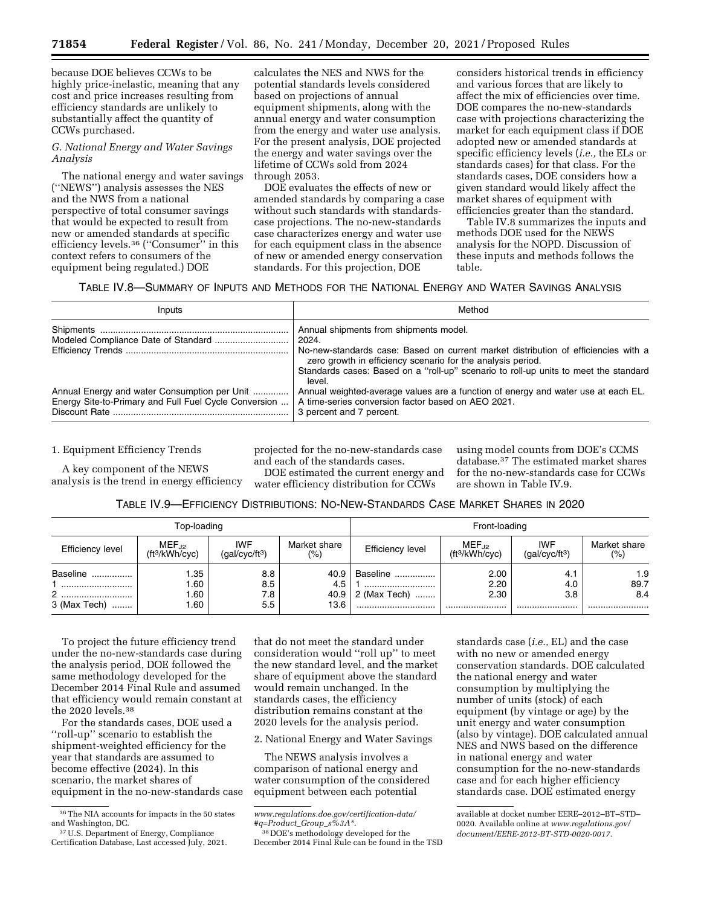because DOE believes CCWs to be highly price-inelastic, meaning that any cost and price increases resulting from efficiency standards are unlikely to substantially affect the quantity of CCWs purchased.

### G. National Energy and Water Savings Analysis

The national energy and water savings (''NEWS'') analysis assesses the NES and the NWS from a national perspective of total consumer savings that would be expected to result from new or amended standards at specific efficiency levels.[36] (''Consumer'' in this context refers to consumers of the equipment being regulated.) DOE calculates the NES and NWS for the potential standards levels considered based on projections of annual equipment shipments, along with the annual energy and water consumption from the energy and water use analysis. For the present analysis, DOE projected the energy and water savings over the lifetime of CCWs sold from 2024 through 2053.

DOE evaluates the effects of new or amended standards by comparing a case without such standards with standards-case projections. The no-new-standards case characterizes energy and water use for each equipment class in the absence of new or amended energy conservation standards. For this projection, DOE considers historical trends in efficiency and various forces that are likely to affect the mix of efficiencies over time. DOE compares the no-new-standards case with projections characterizing the market for each equipment class if DOE adopted new or amended standards at specific efficiency levels (*i.e.,* the ELs or standards cases) for that class. For the standards cases, DOE considers how a given standard would likely affect the market shares of equipment with efficiencies greater than the standard.

Table IV.8 summarizes the inputs and methods DOE used for the NEWS analysis for the NOPD. Discussion of these inputs and methods follows the table.

TABLE IV.8—SUMMARY OF INPUTS AND METHODS FOR THE NATIONAL ENERGY AND WATER SAVINGS ANALYSIS

| Inputs | Method |
|---|---|
| Shipments | Annual shipments from shipments model. |
| Modeled Compliance Date of Standard | 2024. |
| Efficiency Trends | No-new-standards case: Based on current market distribution of efficiencies with a zero growth in efficiency scenario for the analysis period. Standards cases: Based on a ''roll-up'' scenario to roll-up units to meet the standard level. |
| Annual Energy and water Consumption per Unit | Annual weighted-average values are a function of energy and water use at each EL. |
| Energy Site-to-Primary and Full Fuel Cycle Conversion | A time-series conversion factor based on AEO 2021. |
| Discount Rate | 3 percent and 7 percent. |

#### 1. Equipment Efficiency Trends

A key component of the NEWS analysis is the trend in energy efficiency projected for the no-new-standards case and each of the standards cases.

DOE estimated the current energy and water efficiency distribution for CCWs using model counts from DOE's CCMS database.[37] The estimated market shares for the no-new-standards case for CCWs are shown in Table IV.9.

TABLE IV.9—EFFICIENCY DISTRIBUTIONS: NO-NEW-STANDARDS CASE MARKET SHARES IN 2020

| Top-loading | | | | Front-loading | | | |
|---|---|---|---|---|---|---|---|
| Efficiency level | $MEF_{J2}$ ($ft^3$/kWh/cyc) | IWF (gal/cyc/$ft^3$) | Market share (%) | Efficiency level | $MEF_{J2}$ ($ft^3$/kWh/cyc) | IWF (gal/cyc/$ft^3$) | Market share (%) |
| Baseline | 1.35 | 8.8 | 40.9 | Baseline | 2.00 | 4.1 | 1.9 |
| 1 | 1.60 | 8.5 | 4.5 | 1 | 2.20 | 4.0 | 89.7 |
| 2 | 1.60 | 7.8 | 40.9 | 2 (Max Tech) | 2.30 | 3.8 | 8.4 |
| 3 (Max Tech) | 1.60 | 5.5 | 13.6 | | | | |

To project the future efficiency trend under the no-new-standards case during the analysis period, DOE followed the same methodology developed for the December 2014 Final Rule and assumed that efficiency would remain constant at the 2020 levels.[38]

For the standards cases, DOE used a ''roll-up'' scenario to establish the shipment-weighted efficiency for the year that standards are assumed to become effective (2024). In this scenario, the market shares of equipment in the no-new-standards case that do not meet the standard under consideration would ''roll up'' to meet the new standard level, and the market share of equipment above the standard would remain unchanged. In the standards cases, the efficiency distribution remains constant at the 2020 levels for the analysis period.

#### 2. National Energy and Water Savings

The NEWS analysis involves a comparison of national energy and water consumption of the considered equipment between each potential standards case (*i.e.,* EL) and the case with no new or amended energy conservation standards. DOE calculated the national energy and water consumption by multiplying the number of units (stock) of each equipment (by vintage or age) by the unit energy and water consumption (also by vintage). DOE calculated annual NES and NWS based on the difference in national energy and water consumption for the no-new-standards case and for each higher efficiency standards case. DOE estimated energy

---

[36] The NIA accounts for impacts in the 50 states and Washington, DC.

[37] U.S. Department of Energy, Compliance Certification Database, Last accessed July, 2021. *www.regulations.doe.gov/certification-data/#q=Product_Group_s%3A\*.*

[38] DOE's methodology developed for the December 2014 Final Rule can be found in the TSD available at docket number EERE–2012–BT–STD–0020. Available online at *www.regulations.gov/document/EERE-2012-BT-STD-0020-0017.*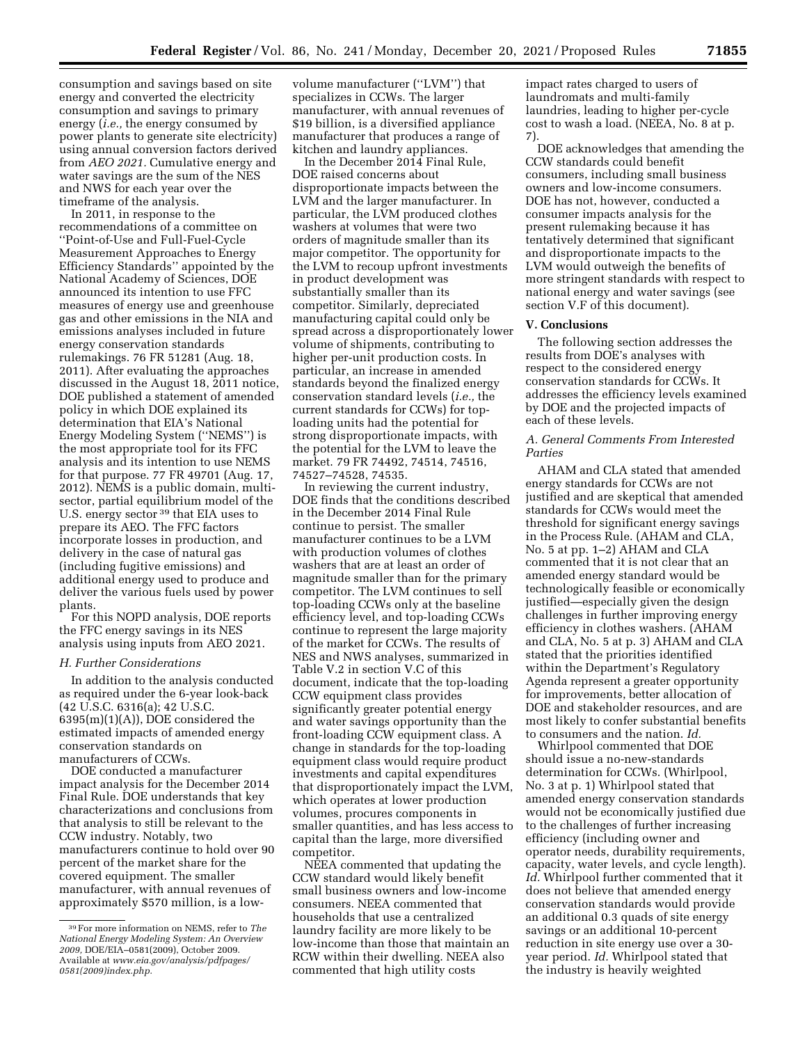consumption and savings based on site energy and converted the electricity consumption and savings to primary energy (*i.e.,* the energy consumed by power plants to generate site electricity) using annual conversion factors derived from *AEO 2021.* Cumulative energy and water savings are the sum of the NES and NWS for each year over the timeframe of the analysis.

In 2011, in response to the recommendations of a committee on ''Point-of-Use and Full-Fuel-Cycle Measurement Approaches to Energy Efficiency Standards'' appointed by the National Academy of Sciences, DOE announced its intention to use FFC measures of energy use and greenhouse gas and other emissions in the NIA and emissions analyses included in future energy conservation standards rulemakings. 76 FR 51281 (Aug. 18, 2011). After evaluating the approaches discussed in the August 18, 2011 notice, DOE published a statement of amended policy in which DOE explained its determination that EIA's National Energy Modeling System (''NEMS'') is the most appropriate tool for its FFC analysis and its intention to use NEMS for that purpose. 77 FR 49701 (Aug. 17, 2012). NEMS is a public domain, multi-sector, partial equilibrium model of the U.S. energy sector[39] that EIA uses to prepare its AEO. The FFC factors incorporate losses in production, and delivery in the case of natural gas (including fugitive emissions) and additional energy used to produce and deliver the various fuels used by power plants.

For this NOPD analysis, DOE reports the FFC energy savings in its NES analysis using inputs from AEO 2021.

### *H. Further Considerations*

In addition to the analysis conducted as required under the 6-year look-back (42 U.S.C. 6316(a); 42 U.S.C. 6395(m)(1)(A)), DOE considered the estimated impacts of amended energy conservation standards on manufacturers of CCWs.

DOE conducted a manufacturer impact analysis for the December 2014 Final Rule. DOE understands that key characterizations and conclusions from that analysis to still be relevant to the CCW industry. Notably, two manufacturers continue to hold over 90 percent of the market share for the covered equipment. The smaller manufacturer, with annual revenues of approximately $570 million, is a low-volume manufacturer (''LVM'') that specializes in CCWs. The larger manufacturer, with annual revenues of $19 billion, is a diversified appliance manufacturer that produces a range of kitchen and laundry appliances.

In the December 2014 Final Rule, DOE raised concerns about disproportionate impacts between the LVM and the larger manufacturer. In particular, the LVM produced clothes washers at volumes that were two orders of magnitude smaller than its major competitor. The opportunity for the LVM to recoup upfront investments in product development was substantially smaller than its competitor. Similarly, depreciated manufacturing capital could only be spread across a disproportionately lower volume of shipments, contributing to higher per-unit production costs. In particular, an increase in amended standards beyond the finalized energy conservation standard levels (*i.e.,* the current standards for CCWs) for top-loading units had the potential for strong disproportionate impacts, with the potential for the LVM to leave the market. 79 FR 74492, 74514, 74516, 74527–74528, 74535.

In reviewing the current industry, DOE finds that the conditions described in the December 2014 Final Rule continue to persist. The smaller manufacturer continues to be a LVM with production volumes of clothes washers that are at least an order of magnitude smaller than for the primary competitor. The LVM continues to sell top-loading CCWs only at the baseline efficiency level, and top-loading CCWs continue to represent the large majority of the market for CCWs. The results of NES and NWS analyses, summarized in Table V.2 in section V.C of this document, indicate that the top-loading CCW equipment class provides significantly greater potential energy and water savings opportunity than the front-loading CCW equipment class. A change in standards for the top-loading equipment class would require product investments and capital expenditures that disproportionately impact the LVM, which operates at lower production volumes, procures components in smaller quantities, and has less access to capital than the large, more diversified competitor.

NEEA commented that updating the CCW standard would likely benefit small business owners and low-income consumers. NEEA commented that households that use a centralized laundry facility are more likely to be low-income than those that maintain an RCW within their dwelling. NEEA also commented that high utility costs impact rates charged to users of laundromats and multi-family laundries, leading to higher per-cycle cost to wash a load. (NEEA, No. 8 at p. 7).

DOE acknowledges that amending the CCW standards could benefit consumers, including small business owners and low-income consumers. DOE has not, however, conducted a consumer impacts analysis for the present rulemaking because it has tentatively determined that significant and disproportionate impacts to the LVM would outweigh the benefits of more stringent standards with respect to national energy and water savings (see section V.F of this document).

## V. Conclusions

The following section addresses the results from DOE's analyses with respect to the considered energy conservation standards for CCWs. It addresses the efficiency levels examined by DOE and the projected impacts of each of these levels.

### *A. General Comments From Interested Parties*

AHAM and CLA stated that amended energy standards for CCWs are not justified and are skeptical that amended standards for CCWs would meet the threshold for significant energy savings in the Process Rule. (AHAM and CLA, No. 5 at pp. 1–2) AHAM and CLA commented that it is not clear that an amended energy standard would be technologically feasible or economically justified—especially given the design challenges in further improving energy efficiency in clothes washers. (AHAM and CLA, No. 5 at p. 3) AHAM and CLA stated that the priorities identified within the Department's Regulatory Agenda represent a greater opportunity for improvements, better allocation of DOE and stakeholder resources, and are most likely to confer substantial benefits to consumers and the nation. *Id.*

Whirlpool commented that DOE should issue a no-new-standards determination for CCWs. (Whirlpool, No. 3 at p. 1) Whirlpool stated that amended energy conservation standards would not be economically justified due to the challenges of further increasing efficiency (including owner and operator needs, durability requirements, capacity, water levels, and cycle length). *Id.* Whirlpool further commented that it does not believe that amended energy conservation standards would provide an additional 0.3 quads of site energy savings or an additional 10-percent reduction in site energy use over a 30-year period. *Id.* Whirlpool stated that the industry is heavily weighted

---

[39] For more information on NEMS, refer to *The National Energy Modeling System: An Overview 2009,* DOE/EIA–0581(2009), October 2009. Available at *www.eia.gov/analysis/pdfpages/0581(2009)index.php.*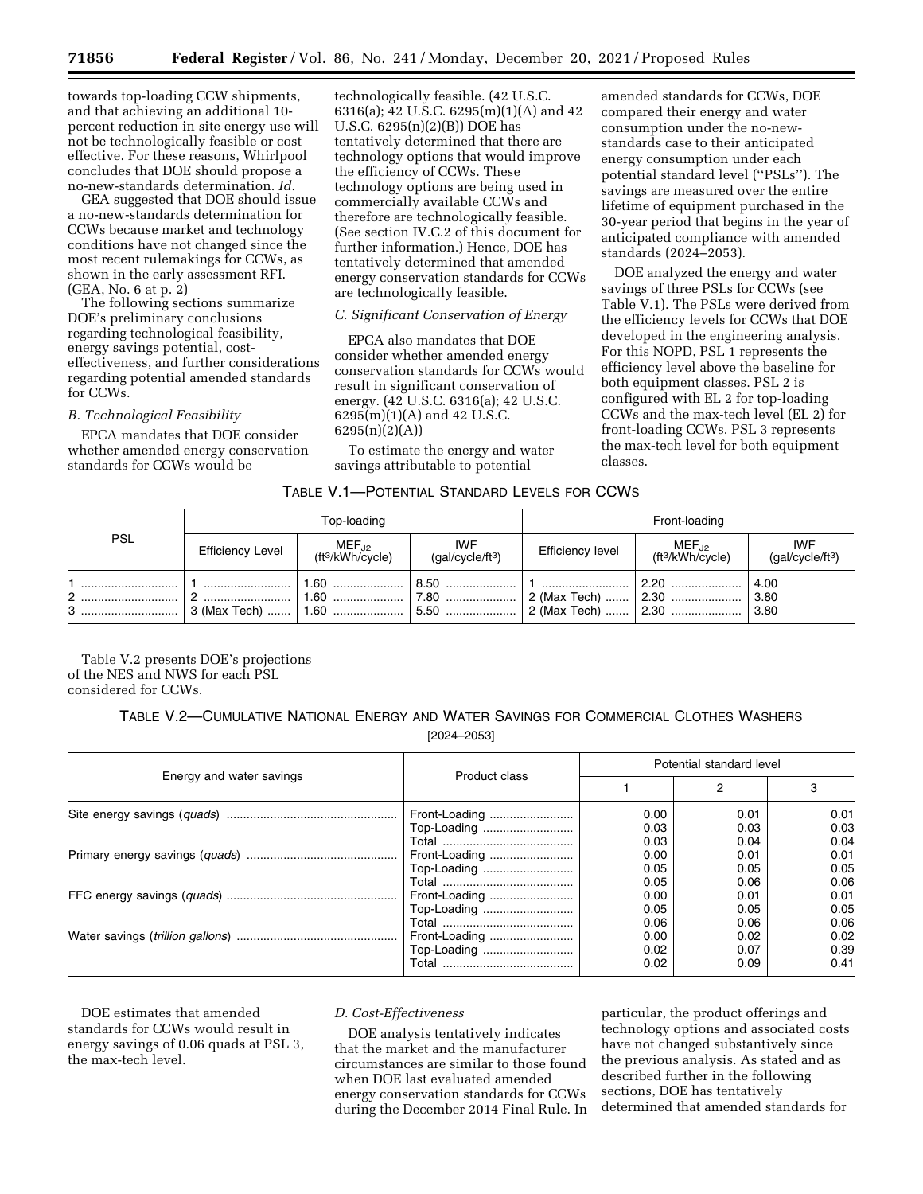towards top-loading CCW shipments, and that achieving an additional 10-percent reduction in site energy use will not be technologically feasible or cost effective. For these reasons, Whirlpool concludes that DOE should propose a no-new-standards determination. *Id.*

GEA suggested that DOE should issue a no-new-standards determination for CCWs because market and technology conditions have not changed since the most recent rulemakings for CCWs, as shown in the early assessment RFI. (GEA, No. 6 at p. 2)

The following sections summarize DOE's preliminary conclusions regarding technological feasibility, energy savings potential, cost-effectiveness, and further considerations regarding potential amended standards for CCWs.

### *B. Technological Feasibility*

EPCA mandates that DOE consider whether amended energy conservation standards for CCWs would be technologically feasible. (42 U.S.C. 6316(a); 42 U.S.C. 6295(m)(1)(A) and 42 U.S.C. 6295(n)(2)(B)) DOE has tentatively determined that there are technology options that would improve the efficiency of CCWs. These technology options are being used in commercially available CCWs and therefore are technologically feasible. (See section IV.C.2 of this document for further information.) Hence, DOE has tentatively determined that amended energy conservation standards for CCWs are technologically feasible.

### *C. Significant Conservation of Energy*

EPCA also mandates that DOE consider whether amended energy conservation standards for CCWs would result in significant conservation of energy. (42 U.S.C. 6316(a); 42 U.S.C. 6295(m)(1)(A) and 42 U.S.C. 6295(n)(2)(A))

To estimate the energy and water savings attributable to potential amended standards for CCWs, DOE compared their energy and water consumption under the no-new-standards case to their anticipated energy consumption under each potential standard level (''PSLs''). The savings are measured over the entire lifetime of equipment purchased in the 30-year period that begins in the year of anticipated compliance with amended standards (2024–2053).

DOE analyzed the energy and water savings of three PSLs for CCWs (see Table V.1). The PSLs were derived from the efficiency levels for CCWs that DOE developed in the engineering analysis. For this NOPD, PSL 1 represents the efficiency level above the baseline for both equipment classes. PSL 2 is configured with EL 2 for top-loading CCWs and the max-tech level (EL 2) for front-loading CCWs. PSL 3 represents the max-tech level for both equipment classes.

TABLE V.1—POTENTIAL STANDARD LEVELS FOR CCWS

| PSL | Top-loading | | | Front-loading | | |
|---|---|---|---|---|---|---|
| | Efficiency Level | $MEF_{J2}$ (ft³/kWh/cycle) | IWF (gal/cycle/ft³) | Efficiency level | $MEF_{J2}$ (ft³/kWh/cycle) | IWF (gal/cycle/ft³) |
| 1 | 1 | 1.60 | 8.50 | 1 | 2.20 | 4.00 |
| 2 | 2 | 1.60 | 7.80 | 2 (Max Tech) | 2.30 | 3.80 |
| 3 | 3 (Max Tech) | 1.60 | 5.50 | 2 (Max Tech) | 2.30 | 3.80 |

Table V.2 presents DOE's projections of the NES and NWS for each PSL considered for CCWs.

TABLE V.2—CUMULATIVE NATIONAL ENERGY AND WATER SAVINGS FOR COMMERCIAL CLOTHES WASHERS

[2024–2053]

| Energy and water savings | Product class | Potential standard level | | |
|---|---|---|---|---|
| | | 1 | 2 | 3 |
| Site energy savings (*quads*) | Front-Loading | 0.00 | 0.01 | 0.01 |
| | Top-Loading | 0.03 | 0.03 | 0.03 |
| | Total | 0.03 | 0.04 | 0.04 |
| Primary energy savings (*quads*) | Front-Loading | 0.00 | 0.01 | 0.01 |
| | Top-Loading | 0.05 | 0.05 | 0.05 |
| | Total | 0.05 | 0.06 | 0.06 |
| FFC energy savings (*quads*) | Front-Loading | 0.00 | 0.01 | 0.01 |
| | Top-Loading | 0.05 | 0.05 | 0.05 |
| | Total | 0.06 | 0.06 | 0.06 |
| Water savings (*trillion gallons*) | Front-Loading | 0.00 | 0.02 | 0.02 |
| | Top-Loading | 0.02 | 0.07 | 0.39 |
| | Total | 0.02 | 0.09 | 0.41 |

DOE estimates that amended standards for CCWs would result in energy savings of 0.06 quads at PSL 3, the max-tech level.

### *D. Cost-Effectiveness*

DOE analysis tentatively indicates that the market and the manufacturer circumstances are similar to those found when DOE last evaluated amended energy conservation standards for CCWs during the December 2014 Final Rule. In particular, the product offerings and technology options and associated costs have not changed substantively since the previous analysis. As stated and as described further in the following sections, DOE has tentatively determined that amended standards for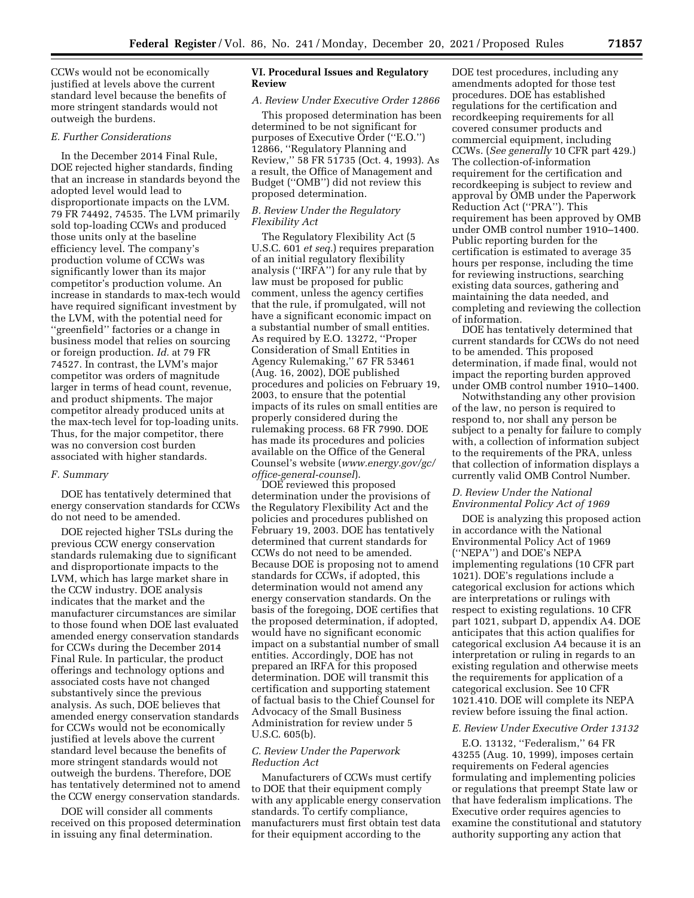CCWs would not be economically justified at levels above the current standard level because the benefits of more stringent standards would not outweigh the burdens.

### E. Further Considerations

In the December 2014 Final Rule, DOE rejected higher standards, finding that an increase in standards beyond the adopted level would lead to disproportionate impacts on the LVM. 79 FR 74492, 74535. The LVM primarily sold top-loading CCWs and produced those units only at the baseline efficiency level. The company's production volume of CCWs was significantly lower than its major competitor's production volume. An increase in standards to max-tech would have required significant investment by the LVM, with the potential need for "greenfield" factories or a change in business model that relies on sourcing or foreign production. *Id.* at 79 FR 74527. In contrast, the LVM's major competitor was orders of magnitude larger in terms of head count, revenue, and product shipments. The major competitor already produced units at the max-tech level for top-loading units. Thus, for the major competitor, there was no conversion cost burden associated with higher standards.

### F. Summary

DOE has tentatively determined that energy conservation standards for CCWs do not need to be amended.

DOE rejected higher TSLs during the previous CCW energy conservation standards rulemaking due to significant and disproportionate impacts to the LVM, which has large market share in the CCW industry. DOE analysis indicates that the market and the manufacturer circumstances are similar to those found when DOE last evaluated amended energy conservation standards for CCWs during the December 2014 Final Rule. In particular, the product offerings and technology options and associated costs have not changed substantively since the previous analysis. As such, DOE believes that amended energy conservation standards for CCWs would not be economically justified at levels above the current standard level because the benefits of more stringent standards would not outweigh the burdens. Therefore, DOE has tentatively determined not to amend the CCW energy conservation standards.

DOE will consider all comments received on this proposed determination in issuing any final determination.

## VI. Procedural Issues and Regulatory Review

### A. Review Under Executive Order 12866

This proposed determination has been determined to be not significant for purposes of Executive Order ("E.O.") 12866, "Regulatory Planning and Review," 58 FR 51735 (Oct. 4, 1993). As a result, the Office of Management and Budget ("OMB") did not review this proposed determination.

### B. Review Under the Regulatory Flexibility Act

The Regulatory Flexibility Act (5 U.S.C. 601 *et seq.*) requires preparation of an initial regulatory flexibility analysis ("IRFA") for any rule that by law must be proposed for public comment, unless the agency certifies that the rule, if promulgated, will not have a significant economic impact on a substantial number of small entities. As required by E.O. 13272, "Proper Consideration of Small Entities in Agency Rulemaking," 67 FR 53461 (Aug. 16, 2002), DOE published procedures and policies on February 19, 2003, to ensure that the potential impacts of its rules on small entities are properly considered during the rulemaking process. 68 FR 7990. DOE has made its procedures and policies available on the Office of the General Counsel's website (*www.energy.gov/gc/office-general-counsel*).

DOE reviewed this proposed determination under the provisions of the Regulatory Flexibility Act and the policies and procedures published on February 19, 2003. DOE has tentatively determined that current standards for CCWs do not need to be amended. Because DOE is proposing not to amend standards for CCWs, if adopted, this determination would not amend any energy conservation standards. On the basis of the foregoing, DOE certifies that the proposed determination, if adopted, would have no significant economic impact on a substantial number of small entities. Accordingly, DOE has not prepared an IRFA for this proposed determination. DOE will transmit this certification and supporting statement of factual basis to the Chief Counsel for Advocacy of the Small Business Administration for review under 5 U.S.C. 605(b).

### C. Review Under the Paperwork Reduction Act

Manufacturers of CCWs must certify to DOE that their equipment comply with any applicable energy conservation standards. To certify compliance, manufacturers must first obtain test data for their equipment according to the DOE test procedures, including any amendments adopted for those test procedures. DOE has established regulations for the certification and recordkeeping requirements for all covered consumer products and commercial equipment, including CCWs. (*See generally* 10 CFR part 429.) The collection-of-information requirement for the certification and recordkeeping is subject to review and approval by OMB under the Paperwork Reduction Act ("PRA"). This requirement has been approved by OMB under OMB control number 1910–1400. Public reporting burden for the certification is estimated to average 35 hours per response, including the time for reviewing instructions, searching existing data sources, gathering and maintaining the data needed, and completing and reviewing the collection of information.

DOE has tentatively determined that current standards for CCWs do not need to be amended. This proposed determination, if made final, would not impact the reporting burden approved under OMB control number 1910–1400.

Notwithstanding any other provision of the law, no person is required to respond to, nor shall any person be subject to a penalty for failure to comply with, a collection of information subject to the requirements of the PRA, unless that collection of information displays a currently valid OMB Control Number.

### D. Review Under the National Environmental Policy Act of 1969

DOE is analyzing this proposed action in accordance with the National Environmental Policy Act of 1969 ("NEPA") and DOE's NEPA implementing regulations (10 CFR part 1021). DOE's regulations include a categorical exclusion for actions which are interpretations or rulings with respect to existing regulations. 10 CFR part 1021, subpart D, appendix A4. DOE anticipates that this action qualifies for categorical exclusion A4 because it is an interpretation or ruling in regards to an existing regulation and otherwise meets the requirements for application of a categorical exclusion. See 10 CFR 1021.410. DOE will complete its NEPA review before issuing the final action.

### E. Review Under Executive Order 13132

E.O. 13132, "Federalism," 64 FR 43255 (Aug. 10, 1999), imposes certain requirements on Federal agencies formulating and implementing policies or regulations that preempt State law or that have federalism implications. The Executive order requires agencies to examine the constitutional and statutory authority supporting any action that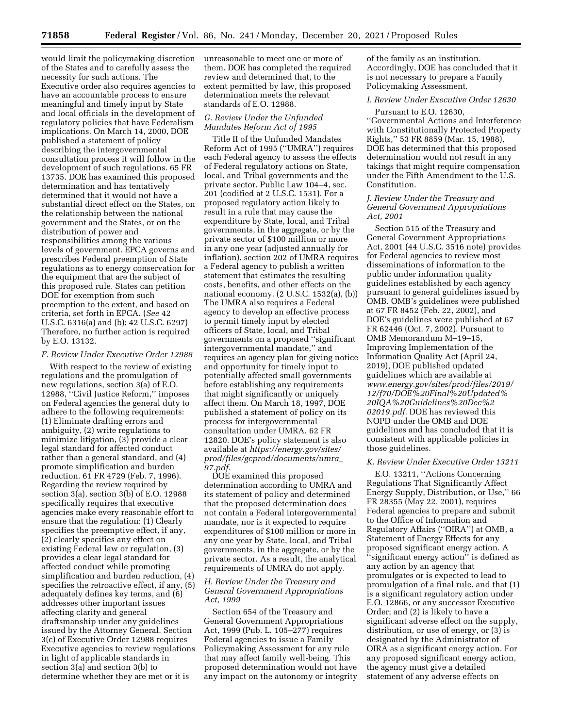would limit the policymaking discretion of the States and to carefully assess the necessity for such actions. The Executive order also requires agencies to have an accountable process to ensure meaningful and timely input by State and local officials in the development of regulatory policies that have Federalism implications. On March 14, 2000, DOE published a statement of policy describing the intergovernmental consultation process it will follow in the development of such regulations. 65 FR 13735. DOE has examined this proposed determination and has tentatively determined that it would not have a substantial direct effect on the States, on the relationship between the national government and the States, or on the distribution of power and responsibilities among the various levels of government. EPCA governs and prescribes Federal preemption of State regulations as to energy conservation for the equipment that are the subject of this proposed rule. States can petition DOE for exemption from such preemption to the extent, and based on criteria, set forth in EPCA. (*See* 42 U.S.C. 6316(a) and (b); 42 U.S.C. 6297) Therefore, no further action is required by E.O. 13132.

### F. Review Under Executive Order 12988

With respect to the review of existing regulations and the promulgation of new regulations, section 3(a) of E.O. 12988, ''Civil Justice Reform,'' imposes on Federal agencies the general duty to adhere to the following requirements: (1) Eliminate drafting errors and ambiguity, (2) write regulations to minimize litigation, (3) provide a clear legal standard for affected conduct rather than a general standard, and (4) promote simplification and burden reduction. 61 FR 4729 (Feb. 7, 1996). Regarding the review required by section 3(a), section 3(b) of E.O. 12988 specifically requires that executive agencies make every reasonable effort to ensure that the regulation: (1) Clearly specifies the preemptive effect, if any, (2) clearly specifies any effect on existing Federal law or regulation, (3) provides a clear legal standard for affected conduct while promoting simplification and burden reduction, (4) specifies the retroactive effect, if any, (5) adequately defines key terms, and (6) addresses other important issues affecting clarity and general draftsmanship under any guidelines issued by the Attorney General. Section 3(c) of Executive Order 12988 requires Executive agencies to review regulations in light of applicable standards in section 3(a) and section 3(b) to determine whether they are met or it is unreasonable to meet one or more of them. DOE has completed the required review and determined that, to the extent permitted by law, this proposed determination meets the relevant standards of E.O. 12988.

### G. Review Under the Unfunded Mandates Reform Act of 1995

Title II of the Unfunded Mandates Reform Act of 1995 (''UMRA'') requires each Federal agency to assess the effects of Federal regulatory actions on State, local, and Tribal governments and the private sector. Public Law 104–4, sec. 201 (codified at 2 U.S.C. 1531). For a proposed regulatory action likely to result in a rule that may cause the expenditure by State, local, and Tribal governments, in the aggregate, or by the private sector of $100 million or more in any one year (adjusted annually for inflation), section 202 of UMRA requires a Federal agency to publish a written statement that estimates the resulting costs, benefits, and other effects on the national economy. (2 U.S.C. 1532(a), (b)) The UMRA also requires a Federal agency to develop an effective process to permit timely input by elected officers of State, local, and Tribal governments on a proposed ''significant intergovernmental mandate,'' and requires an agency plan for giving notice and opportunity for timely input to potentially affected small governments before establishing any requirements that might significantly or uniquely affect them. On March 18, 1997, DOE published a statement of policy on its process for intergovernmental consultation under UMRA. 62 FR 12820. DOE's policy statement is also available at *https://energy.gov/sites/prod/files/gcprod/documents/umra_97.pdf.*

DOE examined this proposed determination according to UMRA and its statement of policy and determined that the proposed determination does not contain a Federal intergovernmental mandate, nor is it expected to require expenditures of $100 million or more in any one year by State, local, and Tribal governments, in the aggregate, or by the private sector. As a result, the analytical requirements of UMRA do not apply.

### H. Review Under the Treasury and General Government Appropriations Act, 1999

Section 654 of the Treasury and General Government Appropriations Act, 1999 (Pub. L. 105–277) requires Federal agencies to issue a Family Policymaking Assessment for any rule that may affect family well-being. This proposed determination would not have any impact on the autonomy or integrity of the family as an institution. Accordingly, DOE has concluded that it is not necessary to prepare a Family Policymaking Assessment.

### I. Review Under Executive Order 12630

Pursuant to E.O. 12630, ''Governmental Actions and Interference with Constitutionally Protected Property Rights,'' 53 FR 8859 (Mar. 15, 1988), DOE has determined that this proposed determination would not result in any takings that might require compensation under the Fifth Amendment to the U.S. Constitution.

### J. Review Under the Treasury and General Government Appropriations Act, 2001

Section 515 of the Treasury and General Government Appropriations Act, 2001 (44 U.S.C. 3516 note) provides for Federal agencies to review most disseminations of information to the public under information quality guidelines established by each agency pursuant to general guidelines issued by OMB. OMB's guidelines were published at 67 FR 8452 (Feb. 22, 2002), and DOE's guidelines were published at 67 FR 62446 (Oct. 7, 2002). Pursuant to OMB Memorandum M–19–15, Improving Implementation of the Information Quality Act (April 24, 2019), DOE published updated guidelines which are available at *www.energy.gov/sites/prod/files/2019/12/f70/DOE%20Final%20Updated%20IQA%20Guidelines%20Dec%202019.pdf.* DOE has reviewed this NOPD under the OMB and DOE guidelines and has concluded that it is consistent with applicable policies in those guidelines.

### K. Review Under Executive Order 13211

E.O. 13211, ''Actions Concerning Regulations That Significantly Affect Energy Supply, Distribution, or Use,'' 66 FR 28355 (May 22, 2001), requires Federal agencies to prepare and submit to the Office of Information and Regulatory Affairs (''OIRA'') at OMB, a Statement of Energy Effects for any proposed significant energy action. A ''significant energy action'' is defined as any action by an agency that promulgates or is expected to lead to promulgation of a final rule, and that (1) is a significant regulatory action under E.O. 12866, or any successor Executive Order; and (2) is likely to have a significant adverse effect on the supply, distribution, or use of energy, or (3) is designated by the Administrator of OIRA as a significant energy action. For any proposed significant energy action, the agency must give a detailed statement of any adverse effects on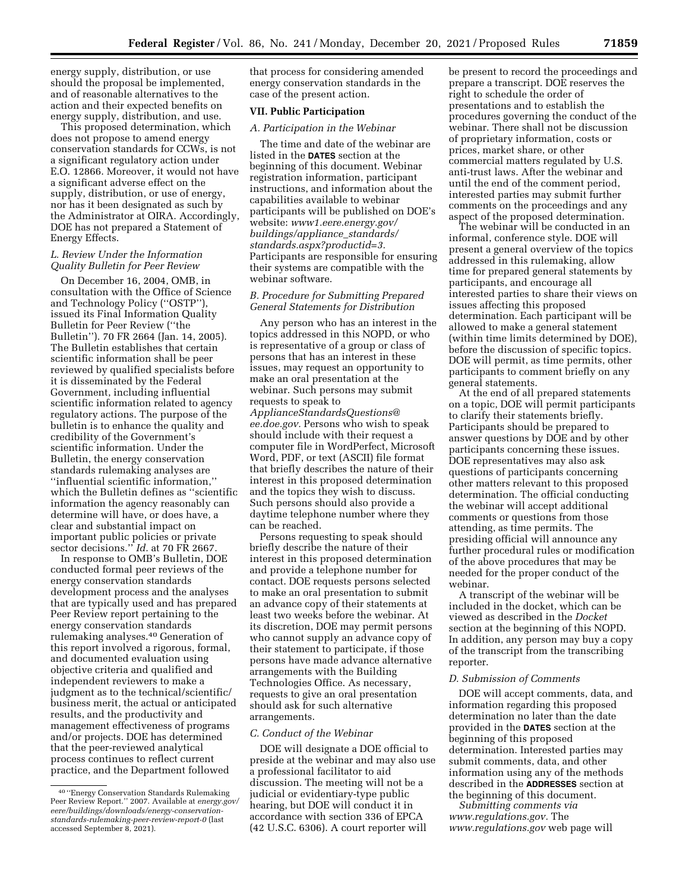energy supply, distribution, or use should the proposal be implemented, and of reasonable alternatives to the action and their expected benefits on energy supply, distribution, and use.

This proposed determination, which does not propose to amend energy conservation standards for CCWs, is not a significant regulatory action under E.O. 12866. Moreover, it would not have a significant adverse effect on the supply, distribution, or use of energy, nor has it been designated as such by the Administrator at OIRA. Accordingly, DOE has not prepared a Statement of Energy Effects.

### L. Review Under the Information Quality Bulletin for Peer Review

On December 16, 2004, OMB, in consultation with the Office of Science and Technology Policy (''OSTP''), issued its Final Information Quality Bulletin for Peer Review (''the Bulletin''). 70 FR 2664 (Jan. 14, 2005). The Bulletin establishes that certain scientific information shall be peer reviewed by qualified specialists before it is disseminated by the Federal Government, including influential scientific information related to agency regulatory actions. The purpose of the bulletin is to enhance the quality and credibility of the Government's scientific information. Under the Bulletin, the energy conservation standards rulemaking analyses are ''influential scientific information,'' which the Bulletin defines as ''scientific information the agency reasonably can determine will have, or does have, a clear and substantial impact on important public policies or private sector decisions.'' *Id.* at 70 FR 2667.

In response to OMB's Bulletin, DOE conducted formal peer reviews of the energy conservation standards development process and the analyses that are typically used and has prepared Peer Review report pertaining to the energy conservation standards rulemaking analyses.[40] Generation of this report involved a rigorous, formal, and documented evaluation using objective criteria and qualified and independent reviewers to make a judgment as to the technical/scientific/business merit, the actual or anticipated results, and the productivity and management effectiveness of programs and/or projects. DOE has determined that the peer-reviewed analytical process continues to reflect current practice, and the Department followed that process for considering amended energy conservation standards in the case of the present action.

## VII. Public Participation

### A. Participation in the Webinar

The time and date of the webinar are listed in the **DATES** section at the beginning of this document. Webinar registration information, participant instructions, and information about the capabilities available to webinar participants will be published on DOE's website: *www1.eere.energy.gov/buildings/appliance_standards/standards.aspx?productid=3.* Participants are responsible for ensuring their systems are compatible with the webinar software.

### B. Procedure for Submitting Prepared General Statements for Distribution

Any person who has an interest in the topics addressed in this NOPD, or who is representative of a group or class of persons that has an interest in these issues, may request an opportunity to make an oral presentation at the webinar. Such persons may submit requests to speak to *ApplianceStandardsQuestions@ee.doe.gov.* Persons who wish to speak should include with their request a computer file in WordPerfect, Microsoft Word, PDF, or text (ASCII) file format that briefly describes the nature of their interest in this proposed determination and the topics they wish to discuss. Such persons should also provide a daytime telephone number where they can be reached.

Persons requesting to speak should briefly describe the nature of their interest in this proposed determination and provide a telephone number for contact. DOE requests persons selected to make an oral presentation to submit an advance copy of their statements at least two weeks before the webinar. At its discretion, DOE may permit persons who cannot supply an advance copy of their statement to participate, if those persons have made advance alternative arrangements with the Building Technologies Office. As necessary, requests to give an oral presentation should ask for such alternative arrangements.

### C. Conduct of the Webinar

DOE will designate a DOE official to preside at the webinar and may also use a professional facilitator to aid discussion. The meeting will not be a judicial or evidentiary-type public hearing, but DOE will conduct it in accordance with section 336 of EPCA (42 U.S.C. 6306). A court reporter will be present to record the proceedings and prepare a transcript. DOE reserves the right to schedule the order of presentations and to establish the procedures governing the conduct of the webinar. There shall not be discussion of proprietary information, costs or prices, market share, or other commercial matters regulated by U.S. anti-trust laws. After the webinar and until the end of the comment period, interested parties may submit further comments on the proceedings and any aspect of the proposed determination.

The webinar will be conducted in an informal, conference style. DOE will present a general overview of the topics addressed in this rulemaking, allow time for prepared general statements by participants, and encourage all interested parties to share their views on issues affecting this proposed determination. Each participant will be allowed to make a general statement (within time limits determined by DOE), before the discussion of specific topics. DOE will permit, as time permits, other participants to comment briefly on any general statements.

At the end of all prepared statements on a topic, DOE will permit participants to clarify their statements briefly. Participants should be prepared to answer questions by DOE and by other participants concerning these issues. DOE representatives may also ask questions of participants concerning other matters relevant to this proposed determination. The official conducting the webinar will accept additional comments or questions from those attending, as time permits. The presiding official will announce any further procedural rules or modification of the above procedures that may be needed for the proper conduct of the webinar.

A transcript of the webinar will be included in the docket, which can be viewed as described in the *Docket* section at the beginning of this NOPD. In addition, any person may buy a copy of the transcript from the transcribing reporter.

### D. Submission of Comments

DOE will accept comments, data, and information regarding this proposed determination no later than the date provided in the **DATES** section at the beginning of this proposed determination. Interested parties may submit comments, data, and other information using any of the methods described in the **ADDRESSES** section at the beginning of this document.

*Submitting comments via www.regulations.gov.* The *www.regulations.gov* web page will

---

[40] ''Energy Conservation Standards Rulemaking Peer Review Report.'' 2007. Available at *energy.gov/eere/buildings/downloads/energy-conservation-standards-rulemaking-peer-review-report-0* (last accessed September 8, 2021).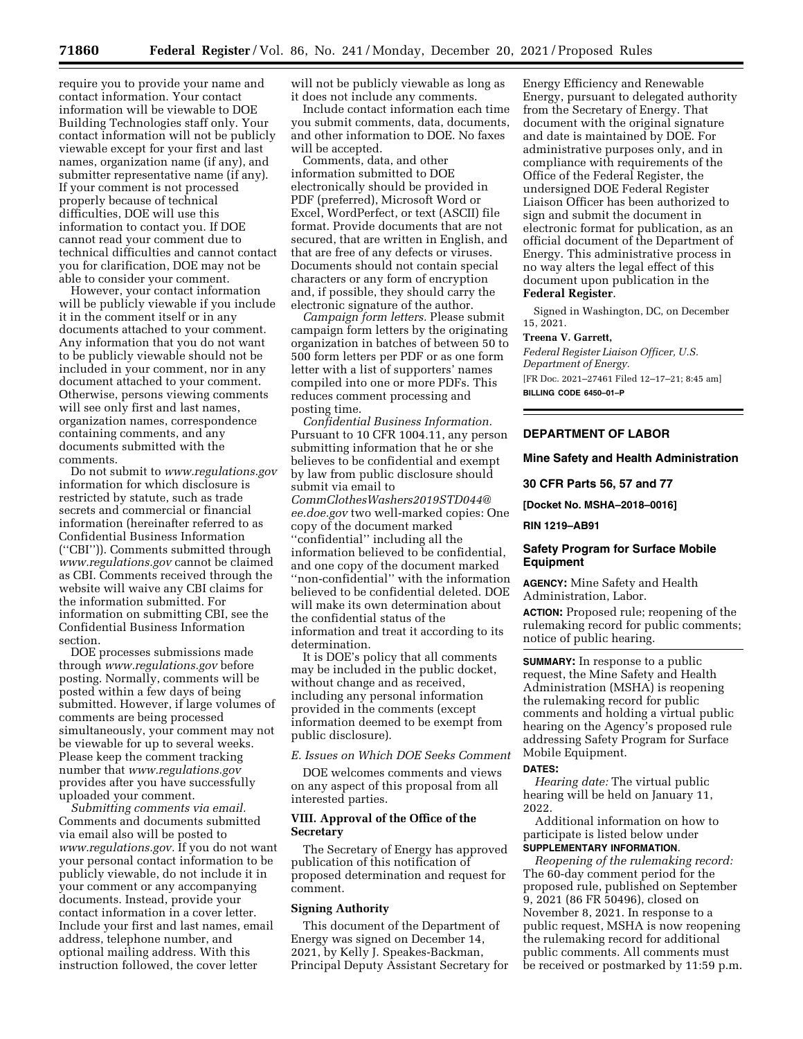require you to provide your name and contact information. Your contact information will be viewable to DOE Building Technologies staff only. Your contact information will not be publicly viewable except for your first and last names, organization name (if any), and submitter representative name (if any). If your comment is not processed properly because of technical difficulties, DOE will use this information to contact you. If DOE cannot read your comment due to technical difficulties and cannot contact you for clarification, DOE may not be able to consider your comment.

However, your contact information will be publicly viewable if you include it in the comment itself or in any documents attached to your comment. Any information that you do not want to be publicly viewable should not be included in your comment, nor in any document attached to your comment. Otherwise, persons viewing comments will see only first and last names, organization names, correspondence containing comments, and any documents submitted with the comments.

Do not submit to *www.regulations.gov* information for which disclosure is restricted by statute, such as trade secrets and commercial or financial information (hereinafter referred to as Confidential Business Information (''CBI'')). Comments submitted through *www.regulations.gov* cannot be claimed as CBI. Comments received through the website will waive any CBI claims for the information submitted. For information on submitting CBI, see the Confidential Business Information section.

DOE processes submissions made through *www.regulations.gov* before posting. Normally, comments will be posted within a few days of being submitted. However, if large volumes of comments are being processed simultaneously, your comment may not be viewable for up to several weeks. Please keep the comment tracking number that *www.regulations.gov* provides after you have successfully uploaded your comment.

*Submitting comments via email.* Comments and documents submitted via email also will be posted to *www.regulations.gov*. If you do not want your personal contact information to be publicly viewable, do not include it in your comment or any accompanying documents. Instead, provide your contact information in a cover letter. Include your first and last names, email address, telephone number, and optional mailing address. With this instruction followed, the cover letter will not be publicly viewable as long as it does not include any comments.

Include contact information each time you submit comments, data, documents, and other information to DOE. No faxes will be accepted.

Comments, data, and other information submitted to DOE electronically should be provided in PDF (preferred), Microsoft Word or Excel, WordPerfect, or text (ASCII) file format. Provide documents that are not secured, that are written in English, and that are free of any defects or viruses. Documents should not contain special characters or any form of encryption and, if possible, they should carry the electronic signature of the author.

*Campaign form letters.* Please submit campaign form letters by the originating organization in batches of between 50 to 500 form letters per PDF or as one form letter with a list of supporters' names compiled into one or more PDFs. This reduces comment processing and posting time.

*Confidential Business Information.* Pursuant to 10 CFR 1004.11, any person submitting information that he or she believes to be confidential and exempt by law from public disclosure should submit via email to *CommClothesWashers2019STD044@ee.doe.gov* two well-marked copies: One copy of the document marked ''confidential'' including all the information believed to be confidential, and one copy of the document marked ''non-confidential'' with the information believed to be confidential deleted. DOE will make its own determination about the confidential status of the information and treat it according to its determination.

It is DOE's policy that all comments may be included in the public docket, without change and as received, including any personal information provided in the comments (except information deemed to be exempt from public disclosure).

### *E. Issues on Which DOE Seeks Comment*

DOE welcomes comments and views on any aspect of this proposal from all interested parties.

## VIII. Approval of the Office of the Secretary

The Secretary of Energy has approved publication of this notification of proposed determination and request for comment.

### Signing Authority

This document of the Department of Energy was signed on December 14, 2021, by Kelly J. Speakes-Backman, Principal Deputy Assistant Secretary for Energy Efficiency and Renewable Energy, pursuant to delegated authority from the Secretary of Energy. That document with the original signature and date is maintained by DOE. For administrative purposes only, and in compliance with requirements of the Office of the Federal Register, the undersigned DOE Federal Register Liaison Officer has been authorized to sign and submit the document in electronic format for publication, as an official document of the Department of Energy. This administrative process in no way alters the legal effect of this document upon publication in the **Federal Register**.

Signed in Washington, DC, on December 15, 2021.

**Treena V. Garrett,**

*Federal Register Liaison Officer, U.S. Department of Energy.*

[FR Doc. 2021–27461 Filed 12–17–21; 8:45 am]

**BILLING CODE 6450–01–P**

---

## DEPARTMENT OF LABOR

## Mine Safety and Health Administration

## 30 CFR Parts 56, 57 and 77

**[Docket No. MSHA–2018–0016]**

**RIN 1219–AB91**

## Safety Program for Surface Mobile Equipment

**AGENCY:** Mine Safety and Health Administration, Labor.

**ACTION:** Proposed rule; reopening of the rulemaking record for public comments; notice of public hearing.

**SUMMARY:** In response to a public request, the Mine Safety and Health Administration (MSHA) is reopening the rulemaking record for public comments and holding a virtual public hearing on the Agency's proposed rule addressing Safety Program for Surface Mobile Equipment.

**DATES:**

*Hearing date:* The virtual public hearing will be held on January 11, 2022.

Additional information on how to participate is listed below under **SUPPLEMENTARY INFORMATION**.

*Reopening of the rulemaking record:* The 60-day comment period for the proposed rule, published on September 9, 2021 (86 FR 50496), closed on November 8, 2021. In response to a public request, MSHA is now reopening the rulemaking record for additional public comments. All comments must be received or postmarked by 11:59 p.m.